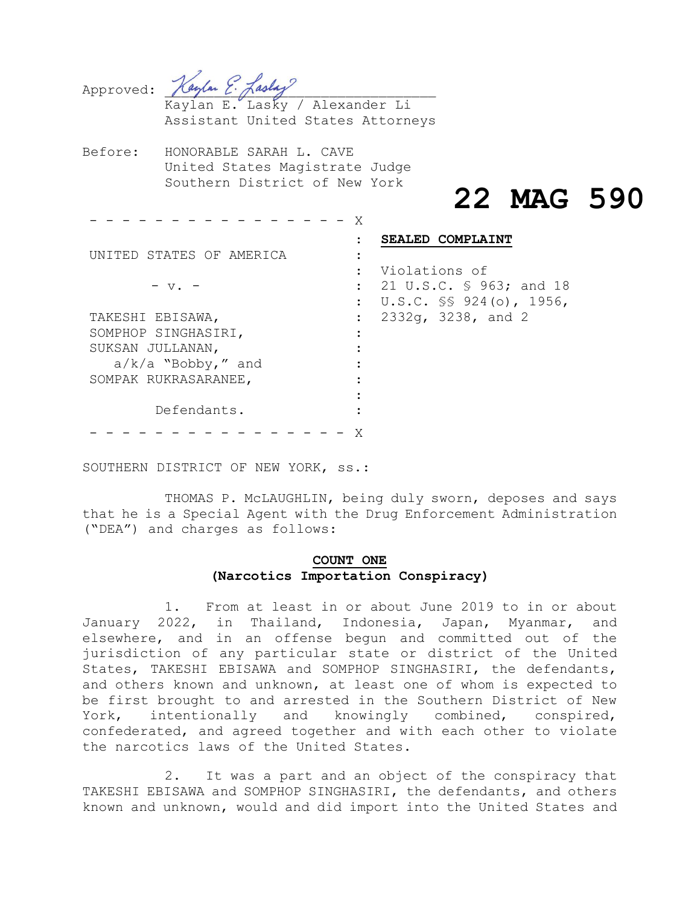Approved: Kaylan E. Lasky

Kaylan E. Lasky / Alexander Li
Assistant United States Attorneys

Before: HONORABLE SARAH L. CAVE
United States Magistrate Judge
Southern District of New York

**22 MAG 590**

| | |
|---|---|
| UNITED STATES OF AMERICA | **SEALED COMPLAINT** |
| - v. - | Violations of 21 U.S.C. § 963; and 18 U.S.C. §§ 924(o), 1956, 2332g, 3238, and 2 |
| TAKESHI EBISAWA, SOMPHOP SINGHASIRI, SUKSAN JULLANAN, a/k/a "Bobby," and SOMPAK RUKRASARANEE, | |
| Defendants. | |

SOUTHERN DISTRICT OF NEW YORK, ss.:

THOMAS P. McLAUGHLIN, being duly sworn, deposes and says that he is a Special Agent with the Drug Enforcement Administration ("DEA") and charges as follows:

**COUNT ONE**
**(Narcotics Importation Conspiracy)**

1. From at least in or about June 2019 to in or about January 2022, in Thailand, Indonesia, Japan, Myanmar, and elsewhere, and in an offense begun and committed out of the jurisdiction of any particular state or district of the United States, TAKESHI EBISAWA and SOMPHOP SINGHASIRI, the defendants, and others known and unknown, at least one of whom is expected to be first brought to and arrested in the Southern District of New York, intentionally and knowingly combined, conspired, confederated, and agreed together and with each other to violate the narcotics laws of the United States.

2. It was a part and an object of the conspiracy that TAKESHI EBISAWA and SOMPHOP SINGHASIRI, the defendants, and others known and unknown, would and did import into the United States and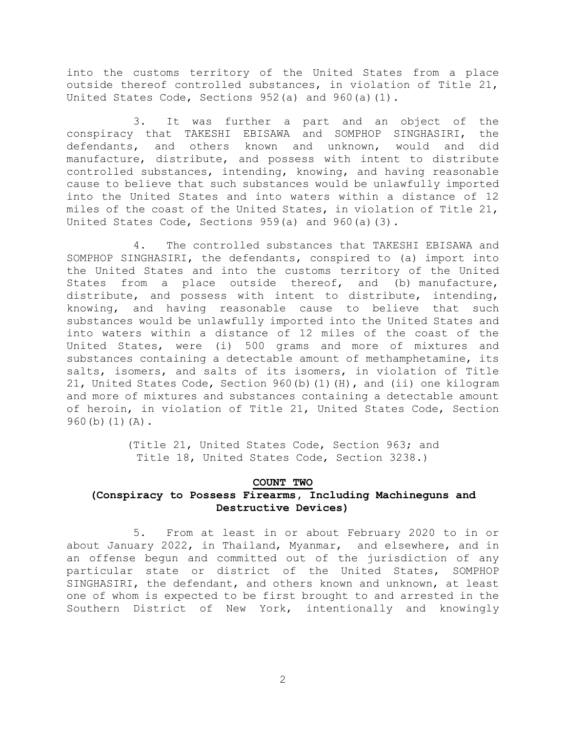into the customs territory of the United States from a place outside thereof controlled substances, in violation of Title 21, United States Code, Sections 952(a) and 960(a)(1).

3. It was further a part and an object of the conspiracy that TAKESHI EBISAWA and SOMPHOP SINGHASIRI, the defendants, and others known and unknown, would and did manufacture, distribute, and possess with intent to distribute controlled substances, intending, knowing, and having reasonable cause to believe that such substances would be unlawfully imported into the United States and into waters within a distance of 12 miles of the coast of the United States, in violation of Title 21, United States Code, Sections 959(a) and 960(a)(3).

4. The controlled substances that TAKESHI EBISAWA and SOMPHOP SINGHASIRI, the defendants, conspired to (a) import into the United States and into the customs territory of the United States from a place outside thereof, and (b) manufacture, distribute, and possess with intent to distribute, intending, knowing, and having reasonable cause to believe that such substances would be unlawfully imported into the United States and into waters within a distance of 12 miles of the coast of the United States, were (i) 500 grams and more of mixtures and substances containing a detectable amount of methamphetamine, its salts, isomers, and salts of its isomers, in violation of Title 21, United States Code, Section 960(b)(1)(H), and (ii) one kilogram and more of mixtures and substances containing a detectable amount of heroin, in violation of Title 21, United States Code, Section 960(b)(1)(A).

(Title 21, United States Code, Section 963; and Title 18, United States Code, Section 3238.)

## COUNT TWO

### (Conspiracy to Possess Firearms, Including Machineguns and Destructive Devices)

5. From at least in or about February 2020 to in or about January 2022, in Thailand, Myanmar, and elsewhere, and in an offense begun and committed out of the jurisdiction of any particular state or district of the United States, SOMPHOP SINGHASIRI, the defendant, and others known and unknown, at least one of whom is expected to be first brought to and arrested in the Southern District of New York, intentionally and knowingly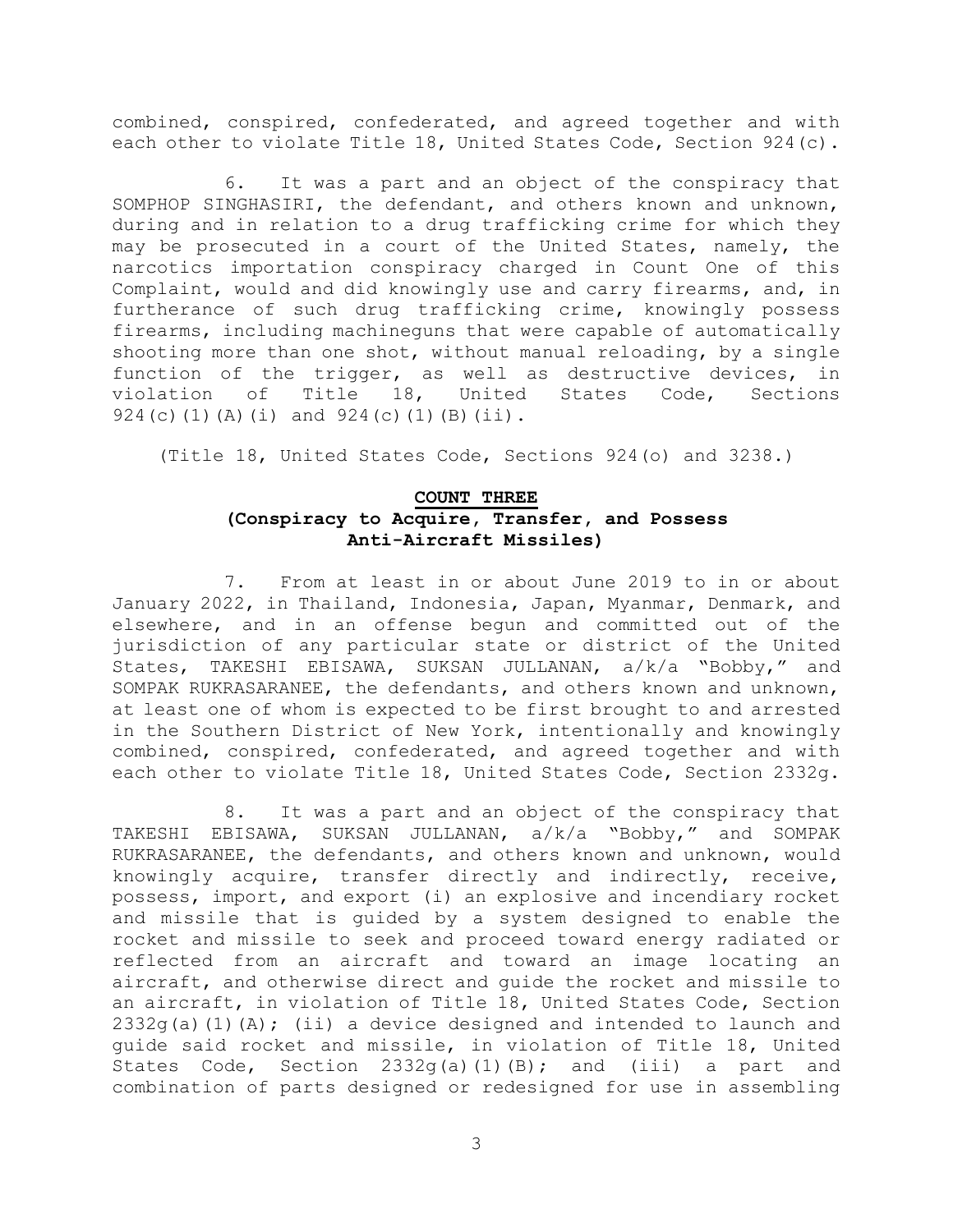combined, conspired, confederated, and agreed together and with each other to violate Title 18, United States Code, Section 924(c).

6. It was a part and an object of the conspiracy that SOMPHOP SINGHASIRI, the defendant, and others known and unknown, during and in relation to a drug trafficking crime for which they may be prosecuted in a court of the United States, namely, the narcotics importation conspiracy charged in Count One of this Complaint, would and did knowingly use and carry firearms, and, in furtherance of such drug trafficking crime, knowingly possess firearms, including machineguns that were capable of automatically shooting more than one shot, without manual reloading, by a single function of the trigger, as well as destructive devices, in violation of Title 18, United States Code, Sections 924(c)(1)(A)(i) and 924(c)(1)(B)(ii).

(Title 18, United States Code, Sections 924(o) and 3238.)

**COUNT THREE**
**(Conspiracy to Acquire, Transfer, and Possess Anti-Aircraft Missiles)**

7. From at least in or about June 2019 to in or about January 2022, in Thailand, Indonesia, Japan, Myanmar, Denmark, and elsewhere, and in an offense begun and committed out of the jurisdiction of any particular state or district of the United States, TAKESHI EBISAWA, SUKSAN JULLANAN, a/k/a "Bobby," and SOMPAK RUKRASARANEE, the defendants, and others known and unknown, at least one of whom is expected to be first brought to and arrested in the Southern District of New York, intentionally and knowingly combined, conspired, confederated, and agreed together and with each other to violate Title 18, United States Code, Section 2332g.

8. It was a part and an object of the conspiracy that TAKESHI EBISAWA, SUKSAN JULLANAN, a/k/a "Bobby," and SOMPAK RUKRASARANEE, the defendants, and others known and unknown, would knowingly acquire, transfer directly and indirectly, receive, possess, import, and export (i) an explosive and incendiary rocket and missile that is guided by a system designed to enable the rocket and missile to seek and proceed toward energy radiated or reflected from an aircraft and toward an image locating an aircraft, and otherwise direct and guide the rocket and missile to an aircraft, in violation of Title 18, United States Code, Section 2332g(a)(1)(A); (ii) a device designed and intended to launch and guide said rocket and missile, in violation of Title 18, United States Code, Section 2332g(a)(1)(B); and (iii) a part and combination of parts designed or redesigned for use in assembling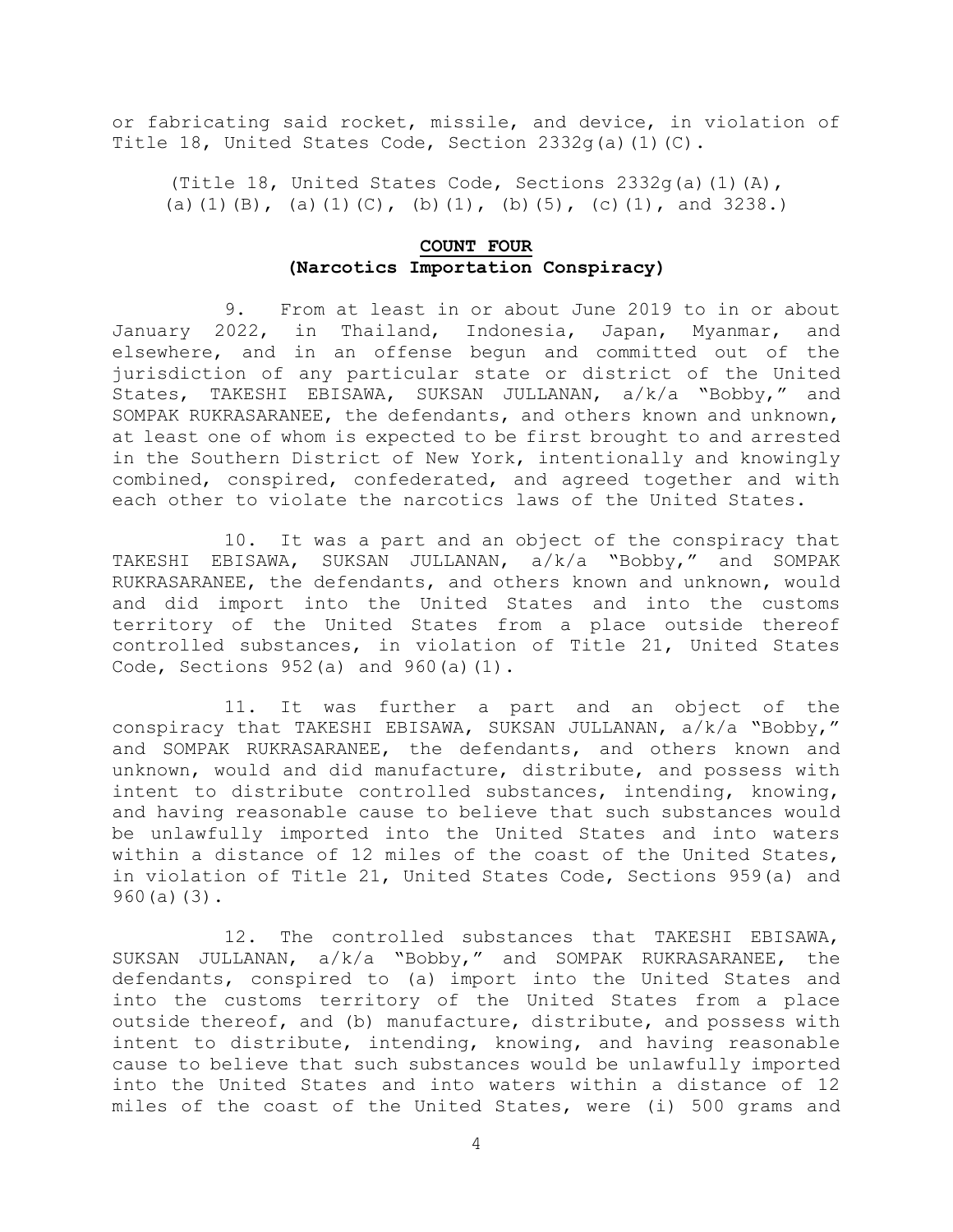or fabricating said rocket, missile, and device, in violation of Title 18, United States Code, Section 2332g(a)(1)(C).

(Title 18, United States Code, Sections 2332g(a)(1)(A), (a)(1)(B), (a)(1)(C), (b)(1), (b)(5), (c)(1), and 3238.)

## COUNT FOUR
## (Narcotics Importation Conspiracy)

9. From at least in or about June 2019 to in or about January 2022, in Thailand, Indonesia, Japan, Myanmar, and elsewhere, and in an offense begun and committed out of the jurisdiction of any particular state or district of the United States, TAKESHI EBISAWA, SUKSAN JULLANAN, a/k/a "Bobby," and SOMPAK RUKRASARANEE, the defendants, and others known and unknown, at least one of whom is expected to be first brought to and arrested in the Southern District of New York, intentionally and knowingly combined, conspired, confederated, and agreed together and with each other to violate the narcotics laws of the United States.

10. It was a part and an object of the conspiracy that TAKESHI EBISAWA, SUKSAN JULLANAN, a/k/a "Bobby," and SOMPAK RUKRASARANEE, the defendants, and others known and unknown, would and did import into the United States and into the customs territory of the United States from a place outside thereof controlled substances, in violation of Title 21, United States Code, Sections 952(a) and 960(a)(1).

11. It was further a part and an object of the conspiracy that TAKESHI EBISAWA, SUKSAN JULLANAN, a/k/a "Bobby," and SOMPAK RUKRASARANEE, the defendants, and others known and unknown, would and did manufacture, distribute, and possess with intent to distribute controlled substances, intending, knowing, and having reasonable cause to believe that such substances would be unlawfully imported into the United States and into waters within a distance of 12 miles of the coast of the United States, in violation of Title 21, United States Code, Sections 959(a) and 960(a)(3).

12. The controlled substances that TAKESHI EBISAWA, SUKSAN JULLANAN, a/k/a "Bobby," and SOMPAK RUKRASARANEE, the defendants, conspired to (a) import into the United States and into the customs territory of the United States from a place outside thereof, and (b) manufacture, distribute, and possess with intent to distribute, intending, knowing, and having reasonable cause to believe that such substances would be unlawfully imported into the United States and into waters within a distance of 12 miles of the coast of the United States, were (i) 500 grams and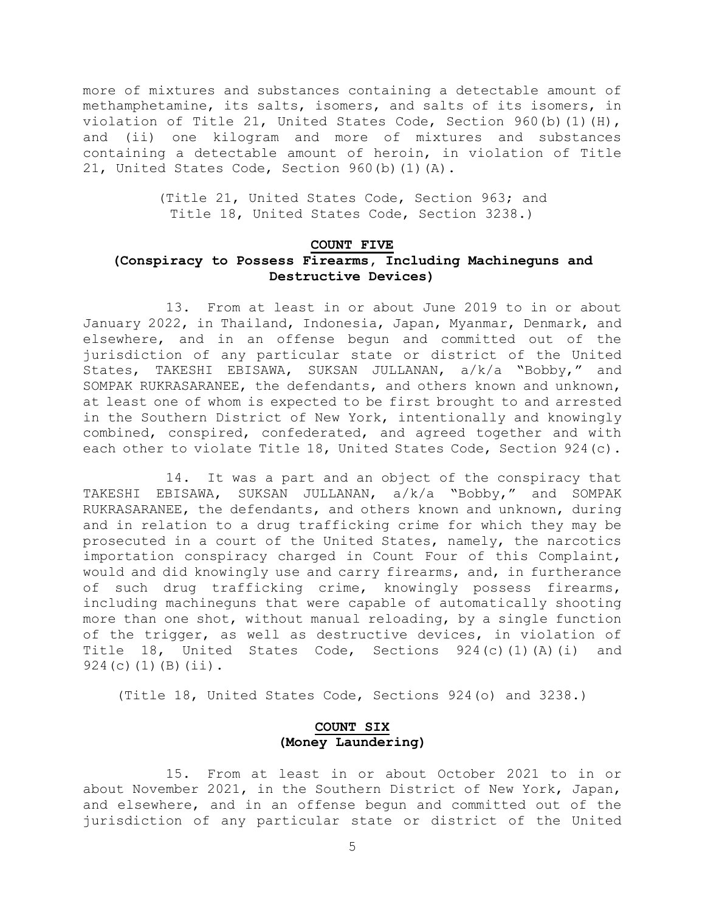more of mixtures and substances containing a detectable amount of methamphetamine, its salts, isomers, and salts of its isomers, in violation of Title 21, United States Code, Section 960(b)(1)(H), and (ii) one kilogram and more of mixtures and substances containing a detectable amount of heroin, in violation of Title 21, United States Code, Section 960(b)(1)(A).

(Title 21, United States Code, Section 963; and Title 18, United States Code, Section 3238.)

## COUNT FIVE
### (Conspiracy to Possess Firearms, Including Machineguns and Destructive Devices)

13. From at least in or about June 2019 to in or about January 2022, in Thailand, Indonesia, Japan, Myanmar, Denmark, and elsewhere, and in an offense begun and committed out of the jurisdiction of any particular state or district of the United States, TAKESHI EBISAWA, SUKSAN JULLANAN, a/k/a "Bobby," and SOMPAK RUKRASARANEE, the defendants, and others known and unknown, at least one of whom is expected to be first brought to and arrested in the Southern District of New York, intentionally and knowingly combined, conspired, confederated, and agreed together and with each other to violate Title 18, United States Code, Section 924(c).

14. It was a part and an object of the conspiracy that TAKESHI EBISAWA, SUKSAN JULLANAN, a/k/a "Bobby," and SOMPAK RUKRASARANEE, the defendants, and others known and unknown, during and in relation to a drug trafficking crime for which they may be prosecuted in a court of the United States, namely, the narcotics importation conspiracy charged in Count Four of this Complaint, would and did knowingly use and carry firearms, and, in furtherance of such drug trafficking crime, knowingly possess firearms, including machineguns that were capable of automatically shooting more than one shot, without manual reloading, by a single function of the trigger, as well as destructive devices, in violation of Title 18, United States Code, Sections 924(c)(1)(A)(i) and 924(c)(1)(B)(ii).

(Title 18, United States Code, Sections 924(o) and 3238.)

## COUNT SIX
### (Money Laundering)

15. From at least in or about October 2021 to in or about November 2021, in the Southern District of New York, Japan, and elsewhere, and in an offense begun and committed out of the jurisdiction of any particular state or district of the United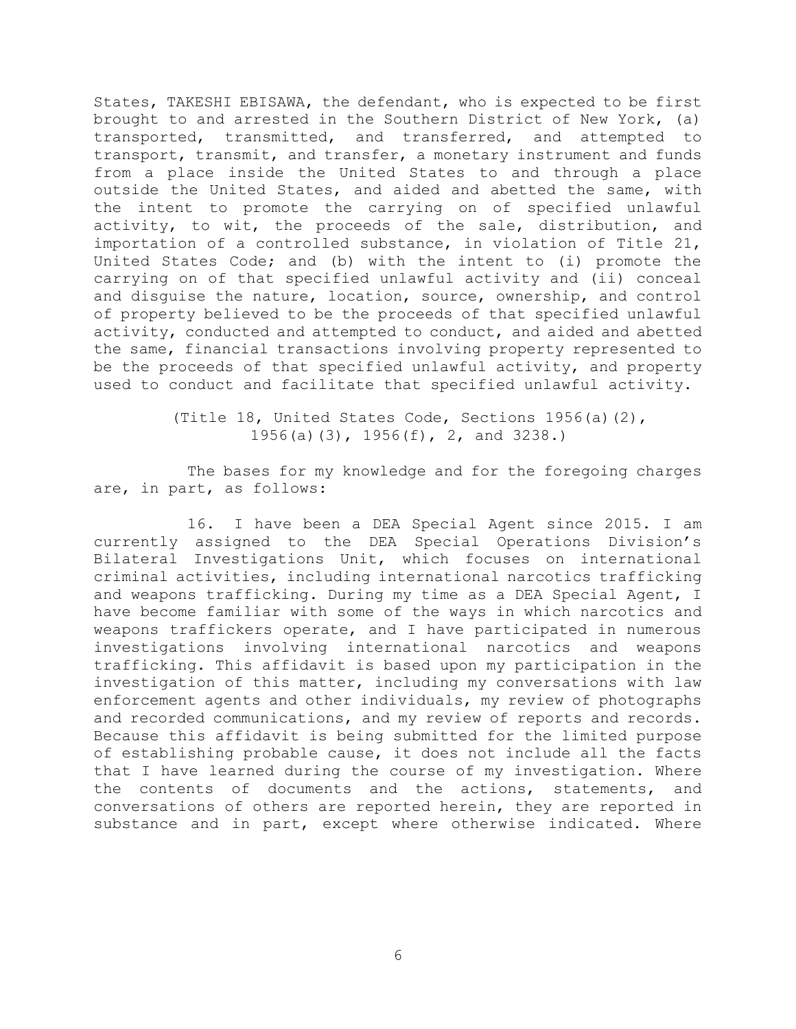States, TAKESHI EBISAWA, the defendant, who is expected to be first brought to and arrested in the Southern District of New York, (a) transported, transmitted, and transferred, and attempted to transport, transmit, and transfer, a monetary instrument and funds from a place inside the United States to and through a place outside the United States, and aided and abetted the same, with the intent to promote the carrying on of specified unlawful activity, to wit, the proceeds of the sale, distribution, and importation of a controlled substance, in violation of Title 21, United States Code; and (b) with the intent to (i) promote the carrying on of that specified unlawful activity and (ii) conceal and disguise the nature, location, source, ownership, and control of property believed to be the proceeds of that specified unlawful activity, conducted and attempted to conduct, and aided and abetted the same, financial transactions involving property represented to be the proceeds of that specified unlawful activity, and property used to conduct and facilitate that specified unlawful activity.

(Title 18, United States Code, Sections 1956(a)(2), 1956(a)(3), 1956(f), 2, and 3238.)

The bases for my knowledge and for the foregoing charges are, in part, as follows:

16. I have been a DEA Special Agent since 2015. I am currently assigned to the DEA Special Operations Division's Bilateral Investigations Unit, which focuses on international criminal activities, including international narcotics trafficking and weapons trafficking. During my time as a DEA Special Agent, I have become familiar with some of the ways in which narcotics and weapons traffickers operate, and I have participated in numerous investigations involving international narcotics and weapons trafficking. This affidavit is based upon my participation in the investigation of this matter, including my conversations with law enforcement agents and other individuals, my review of photographs and recorded communications, and my review of reports and records. Because this affidavit is being submitted for the limited purpose of establishing probable cause, it does not include all the facts that I have learned during the course of my investigation. Where the contents of documents and the actions, statements, and conversations of others are reported herein, they are reported in substance and in part, except where otherwise indicated. Where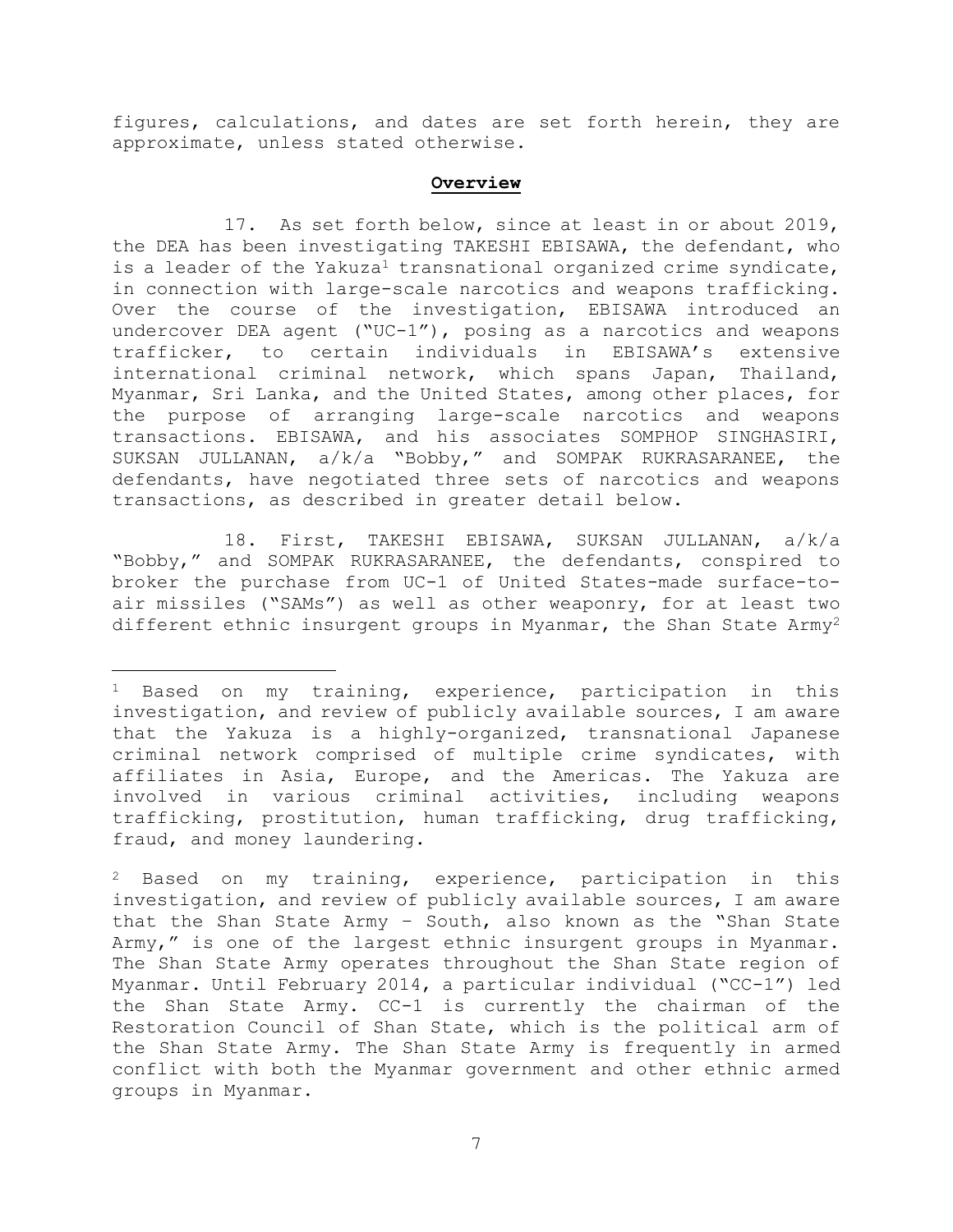figures, calculations, and dates are set forth herein, they are approximate, unless stated otherwise.

## Overview

17. As set forth below, since at least in or about 2019, the DEA has been investigating TAKESHI EBISAWA, the defendant, who is a leader of the Yakuza[1] transnational organized crime syndicate, in connection with large-scale narcotics and weapons trafficking. Over the course of the investigation, EBISAWA introduced an undercover DEA agent ("UC-1"), posing as a narcotics and weapons trafficker, to certain individuals in EBISAWA's extensive international criminal network, which spans Japan, Thailand, Myanmar, Sri Lanka, and the United States, among other places, for the purpose of arranging large-scale narcotics and weapons transactions. EBISAWA, and his associates SOMPHOP SINGHASIRI, SUKSAN JULLANAN, a/k/a "Bobby," and SOMPAK RUKRASARANEE, the defendants, have negotiated three sets of narcotics and weapons transactions, as described in greater detail below.

18. First, TAKESHI EBISAWA, SUKSAN JULLANAN, a/k/a "Bobby," and SOMPAK RUKRASARANEE, the defendants, conspired to broker the purchase from UC-1 of United States-made surface-to-air missiles ("SAMs") as well as other weaponry, for at least two different ethnic insurgent groups in Myanmar, the Shan State Army[2]

---

[1] Based on my training, experience, participation in this investigation, and review of publicly available sources, I am aware that the Yakuza is a highly-organized, transnational Japanese criminal network comprised of multiple crime syndicates, with affiliates in Asia, Europe, and the Americas. The Yakuza are involved in various criminal activities, including weapons trafficking, prostitution, human trafficking, drug trafficking, fraud, and money laundering.

[2] Based on my training, experience, participation in this investigation, and review of publicly available sources, I am aware that the Shan State Army – South, also known as the "Shan State Army," is one of the largest ethnic insurgent groups in Myanmar. The Shan State Army operates throughout the Shan State region of Myanmar. Until February 2014, a particular individual ("CC-1") led the Shan State Army. CC-1 is currently the chairman of the Restoration Council of Shan State, which is the political arm of the Shan State Army. The Shan State Army is frequently in armed conflict with both the Myanmar government and other ethnic armed groups in Myanmar.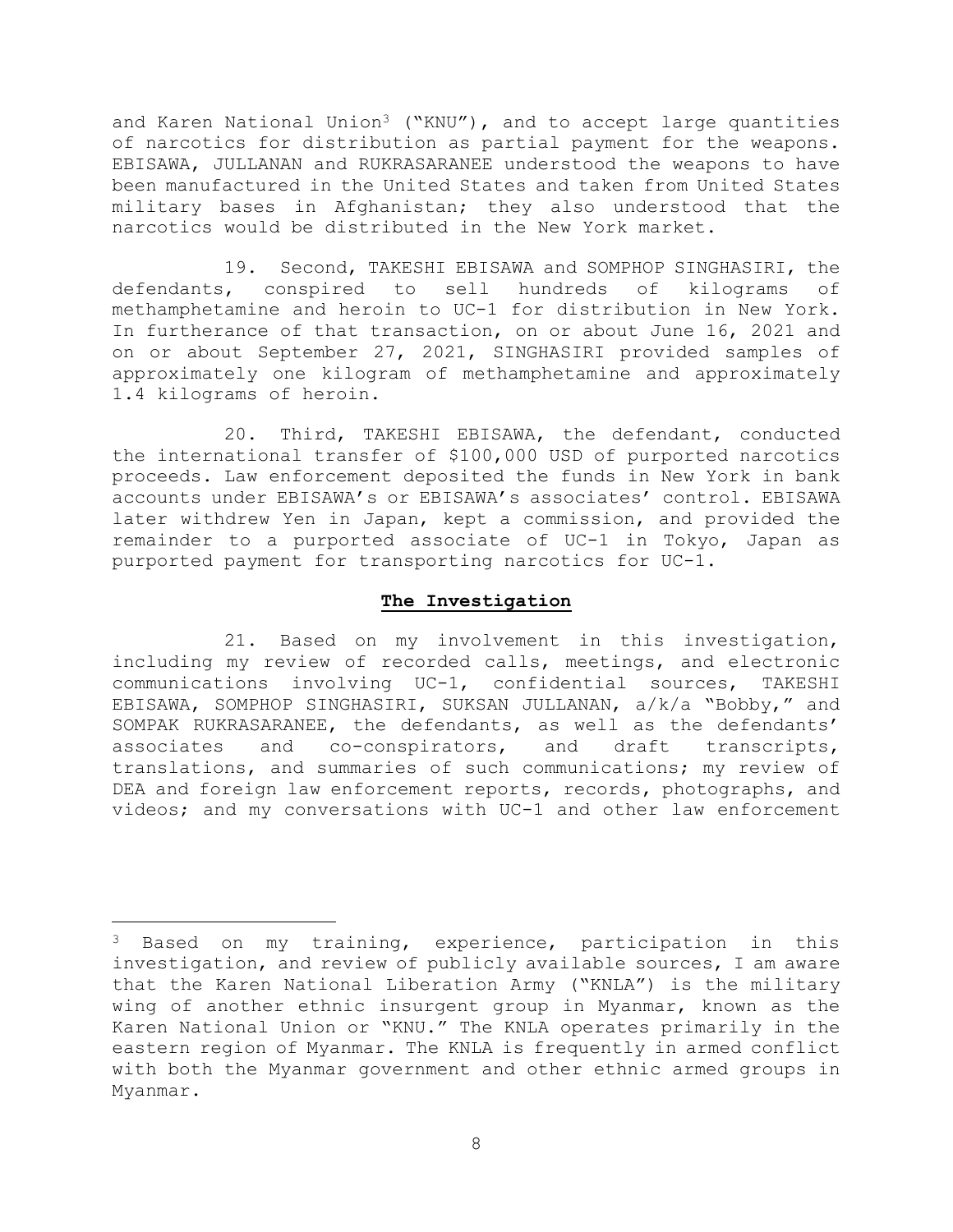and Karen National Union[3] ("KNU"), and to accept large quantities of narcotics for distribution as partial payment for the weapons. EBISAWA, JULLANAN and RUKRASARANEE understood the weapons to have been manufactured in the United States and taken from United States military bases in Afghanistan; they also understood that the narcotics would be distributed in the New York market.

19. Second, TAKESHI EBISAWA and SOMPHOP SINGHASIRI, the defendants, conspired to sell hundreds of kilograms of methamphetamine and heroin to UC-1 for distribution in New York. In furtherance of that transaction, on or about June 16, 2021 and on or about September 27, 2021, SINGHASIRI provided samples of approximately one kilogram of methamphetamine and approximately 1.4 kilograms of heroin.

20. Third, TAKESHI EBISAWA, the defendant, conducted the international transfer of $100,000 USD of purported narcotics proceeds. Law enforcement deposited the funds in New York in bank accounts under EBISAWA's or EBISAWA's associates' control. EBISAWA later withdrew Yen in Japan, kept a commission, and provided the remainder to a purported associate of UC-1 in Tokyo, Japan as purported payment for transporting narcotics for UC-1.

**The Investigation**

21. Based on my involvement in this investigation, including my review of recorded calls, meetings, and electronic communications involving UC-1, confidential sources, TAKESHI EBISAWA, SOMPHOP SINGHASIRI, SUKSAN JULLANAN, a/k/a "Bobby," and SOMPAK RUKRASARANEE, the defendants, as well as the defendants' associates and co-conspirators, and draft transcripts, translations, and summaries of such communications; my review of DEA and foreign law enforcement reports, records, photographs, and videos; and my conversations with UC-1 and other law enforcement

---

[3] Based on my training, experience, participation in this investigation, and review of publicly available sources, I am aware that the Karen National Liberation Army ("KNLA") is the military wing of another ethnic insurgent group in Myanmar, known as the Karen National Union or "KNU." The KNLA operates primarily in the eastern region of Myanmar. The KNLA is frequently in armed conflict with both the Myanmar government and other ethnic armed groups in Myanmar.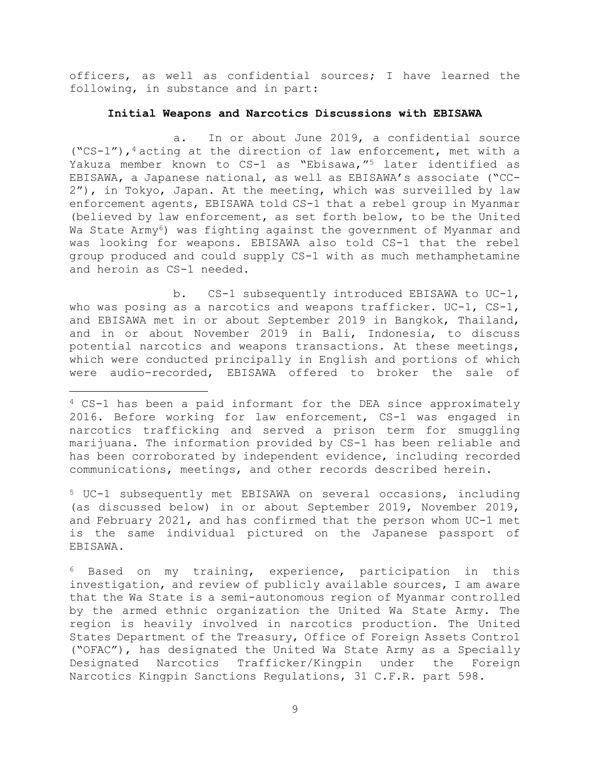officers, as well as confidential sources; I have learned the following, in substance and in part:

**Initial Weapons and Narcotics Discussions with EBISAWA**

a. In or about June 2019, a confidential source ("CS-1"),[4] acting at the direction of law enforcement, met with a Yakuza member known to CS-1 as "Ebisawa,"[5] later identified as EBISAWA, a Japanese national, as well as EBISAWA's associate ("CC-2"), in Tokyo, Japan. At the meeting, which was surveilled by law enforcement agents, EBISAWA told CS-1 that a rebel group in Myanmar (believed by law enforcement, as set forth below, to be the United Wa State Army[6]) was fighting against the government of Myanmar and was looking for weapons. EBISAWA also told CS-1 that the rebel group produced and could supply CS-1 with as much methamphetamine and heroin as CS-1 needed.

b. CS-1 subsequently introduced EBISAWA to UC-1, who was posing as a narcotics and weapons trafficker. UC-1, CS-1, and EBISAWA met in or about September 2019 in Bangkok, Thailand, and in or about November 2019 in Bali, Indonesia, to discuss potential narcotics and weapons transactions. At these meetings, which were conducted principally in English and portions of which were audio-recorded, EBISAWA offered to broker the sale of

---

[4] CS-1 has been a paid informant for the DEA since approximately 2016. Before working for law enforcement, CS-1 was engaged in narcotics trafficking and served a prison term for smuggling marijuana. The information provided by CS-1 has been reliable and has been corroborated by independent evidence, including recorded communications, meetings, and other records described herein.

[5] UC-1 subsequently met EBISAWA on several occasions, including (as discussed below) in or about September 2019, November 2019, and February 2021, and has confirmed that the person whom UC-1 met is the same individual pictured on the Japanese passport of EBISAWA.

[6] Based on my training, experience, participation in this investigation, and review of publicly available sources, I am aware that the Wa State is a semi-autonomous region of Myanmar controlled by the armed ethnic organization the United Wa State Army. The region is heavily involved in narcotics production. The United States Department of the Treasury, Office of Foreign Assets Control ("OFAC"), has designated the United Wa State Army as a Specially Designated Narcotics Trafficker/Kingpin under the Foreign Narcotics Kingpin Sanctions Regulations, 31 C.F.R. part 598.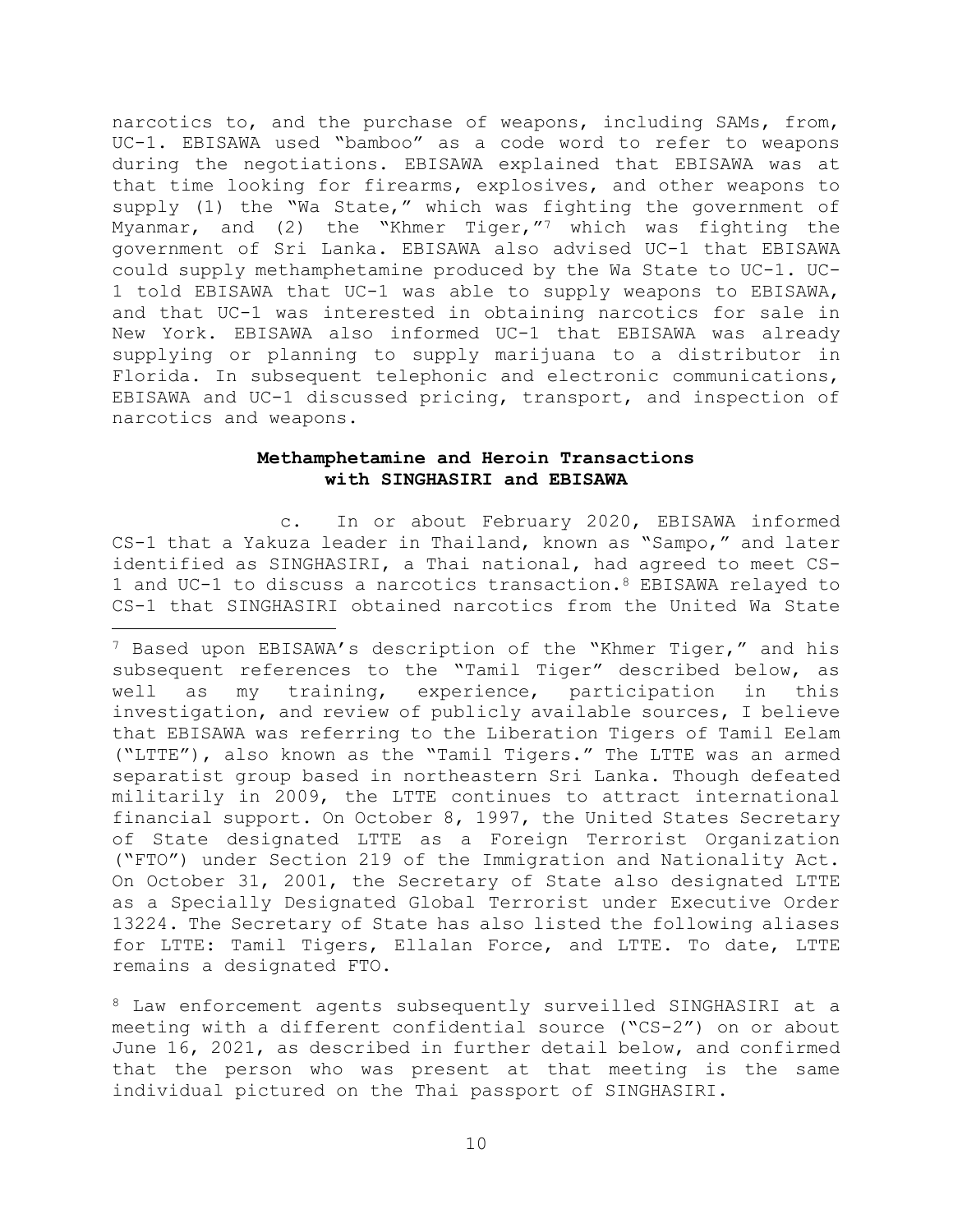narcotics to, and the purchase of weapons, including SAMs, from, UC-1. EBISAWA used "bamboo" as a code word to refer to weapons during the negotiations. EBISAWA explained that EBISAWA was at that time looking for firearms, explosives, and other weapons to supply (1) the "Wa State," which was fighting the government of Myanmar, and (2) the "Khmer Tiger,"[7] which was fighting the government of Sri Lanka. EBISAWA also advised UC-1 that EBISAWA could supply methamphetamine produced by the Wa State to UC-1. UC-1 told EBISAWA that UC-1 was able to supply weapons to EBISAWA, and that UC-1 was interested in obtaining narcotics for sale in New York. EBISAWA also informed UC-1 that EBISAWA was already supplying or planning to supply marijuana to a distributor in Florida. In subsequent telephonic and electronic communications, EBISAWA and UC-1 discussed pricing, transport, and inspection of narcotics and weapons.

**Methamphetamine and Heroin Transactions with SINGHASIRI and EBISAWA**

c. In or about February 2020, EBISAWA informed CS-1 that a Yakuza leader in Thailand, known as "Sampo," and later identified as SINGHASIRI, a Thai national, had agreed to meet CS-1 and UC-1 to discuss a narcotics transaction.[8] EBISAWA relayed to CS-1 that SINGHASIRI obtained narcotics from the United Wa State

---

[7] Based upon EBISAWA's description of the "Khmer Tiger," and his subsequent references to the "Tamil Tiger" described below, as well as my training, experience, participation in this investigation, and review of publicly available sources, I believe that EBISAWA was referring to the Liberation Tigers of Tamil Eelam ("LTTE"), also known as the "Tamil Tigers." The LTTE was an armed separatist group based in northeastern Sri Lanka. Though defeated militarily in 2009, the LTTE continues to attract international financial support. On October 8, 1997, the United States Secretary of State designated LTTE as a Foreign Terrorist Organization ("FTO") under Section 219 of the Immigration and Nationality Act. On October 31, 2001, the Secretary of State also designated LTTE as a Specially Designated Global Terrorist under Executive Order 13224. The Secretary of State has also listed the following aliases for LTTE: Tamil Tigers, Ellalan Force, and LTTE. To date, LTTE remains a designated FTO.

[8] Law enforcement agents subsequently surveilled SINGHASIRI at a meeting with a different confidential source ("CS-2") on or about June 16, 2021, as described in further detail below, and confirmed that the person who was present at that meeting is the same individual pictured on the Thai passport of SINGHASIRI.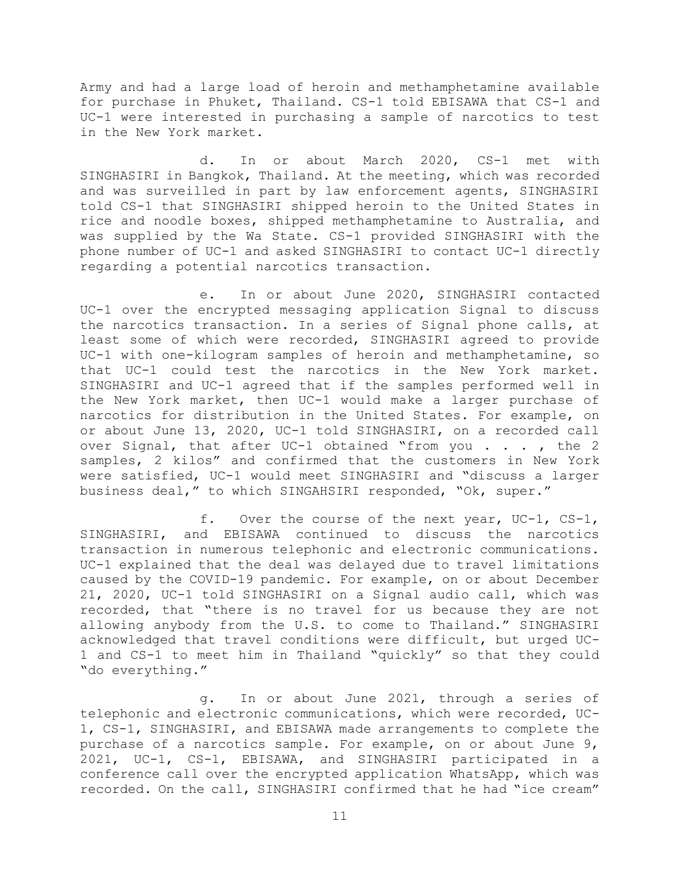Army and had a large load of heroin and methamphetamine available for purchase in Phuket, Thailand. CS-1 told EBISAWA that CS-1 and UC-1 were interested in purchasing a sample of narcotics to test in the New York market.

d. In or about March 2020, CS-1 met with SINGHASIRI in Bangkok, Thailand. At the meeting, which was recorded and was surveilled in part by law enforcement agents, SINGHASIRI told CS-1 that SINGHASIRI shipped heroin to the United States in rice and noodle boxes, shipped methamphetamine to Australia, and was supplied by the Wa State. CS-1 provided SINGHASIRI with the phone number of UC-1 and asked SINGHASIRI to contact UC-1 directly regarding a potential narcotics transaction.

e. In or about June 2020, SINGHASIRI contacted UC-1 over the encrypted messaging application Signal to discuss the narcotics transaction. In a series of Signal phone calls, at least some of which were recorded, SINGHASIRI agreed to provide UC-1 with one-kilogram samples of heroin and methamphetamine, so that UC-1 could test the narcotics in the New York market. SINGHASIRI and UC-1 agreed that if the samples performed well in the New York market, then UC-1 would make a larger purchase of narcotics for distribution in the United States. For example, on or about June 13, 2020, UC-1 told SINGHASIRI, on a recorded call over Signal, that after UC-1 obtained "from you . . . , the 2 samples, 2 kilos" and confirmed that the customers in New York were satisfied, UC-1 would meet SINGHASIRI and "discuss a larger business deal," to which SINGAHSIRI responded, "Ok, super."

f. Over the course of the next year, UC-1, CS-1, SINGHASIRI, and EBISAWA continued to discuss the narcotics transaction in numerous telephonic and electronic communications. UC-1 explained that the deal was delayed due to travel limitations caused by the COVID-19 pandemic. For example, on or about December 21, 2020, UC-1 told SINGHASIRI on a Signal audio call, which was recorded, that "there is no travel for us because they are not allowing anybody from the U.S. to come to Thailand." SINGHASIRI acknowledged that travel conditions were difficult, but urged UC-1 and CS-1 to meet him in Thailand "quickly" so that they could "do everything."

g. In or about June 2021, through a series of telephonic and electronic communications, which were recorded, UC-1, CS-1, SINGHASIRI, and EBISAWA made arrangements to complete the purchase of a narcotics sample. For example, on or about June 9, 2021, UC-1, CS-1, EBISAWA, and SINGHASIRI participated in a conference call over the encrypted application WhatsApp, which was recorded. On the call, SINGHASIRI confirmed that he had "ice cream"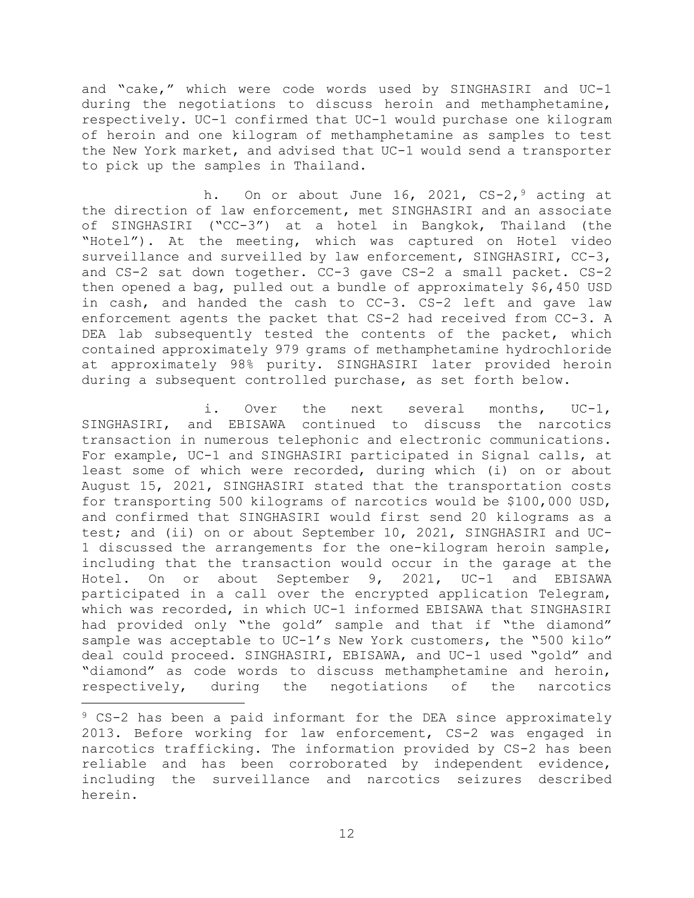and "cake," which were code words used by SINGHASIRI and UC-1 during the negotiations to discuss heroin and methamphetamine, respectively. UC-1 confirmed that UC-1 would purchase one kilogram of heroin and one kilogram of methamphetamine as samples to test the New York market, and advised that UC-1 would send a transporter to pick up the samples in Thailand.

h. On or about June 16, 2021, CS-2,[9] acting at the direction of law enforcement, met SINGHASIRI and an associate of SINGHASIRI ("CC-3") at a hotel in Bangkok, Thailand (the "Hotel"). At the meeting, which was captured on Hotel video surveillance and surveilled by law enforcement, SINGHASIRI, CC-3, and CS-2 sat down together. CC-3 gave CS-2 a small packet. CS-2 then opened a bag, pulled out a bundle of approximately $6,450 USD in cash, and handed the cash to CC-3. CS-2 left and gave law enforcement agents the packet that CS-2 had received from CC-3. A DEA lab subsequently tested the contents of the packet, which contained approximately 979 grams of methamphetamine hydrochloride at approximately 98% purity. SINGHASIRI later provided heroin during a subsequent controlled purchase, as set forth below.

i. Over the next several months, UC-1, SINGHASIRI, and EBISAWA continued to discuss the narcotics transaction in numerous telephonic and electronic communications. For example, UC-1 and SINGHASIRI participated in Signal calls, at least some of which were recorded, during which (i) on or about August 15, 2021, SINGHASIRI stated that the transportation costs for transporting 500 kilograms of narcotics would be $100,000 USD, and confirmed that SINGHASIRI would first send 20 kilograms as a test; and (ii) on or about September 10, 2021, SINGHASIRI and UC-1 discussed the arrangements for the one-kilogram heroin sample, including that the transaction would occur in the garage at the Hotel. On or about September 9, 2021, UC-1 and EBISAWA participated in a call over the encrypted application Telegram, which was recorded, in which UC-1 informed EBISAWA that SINGHASIRI had provided only "the gold" sample and that if "the diamond" sample was acceptable to UC-1's New York customers, the "500 kilo" deal could proceed. SINGHASIRI, EBISAWA, and UC-1 used "gold" and "diamond" as code words to discuss methamphetamine and heroin, respectively, during the negotiations of the narcotics

[9] CS-2 has been a paid informant for the DEA since approximately 2013. Before working for law enforcement, CS-2 was engaged in narcotics trafficking. The information provided by CS-2 has been reliable and has been corroborated by independent evidence, including the surveillance and narcotics seizures described herein.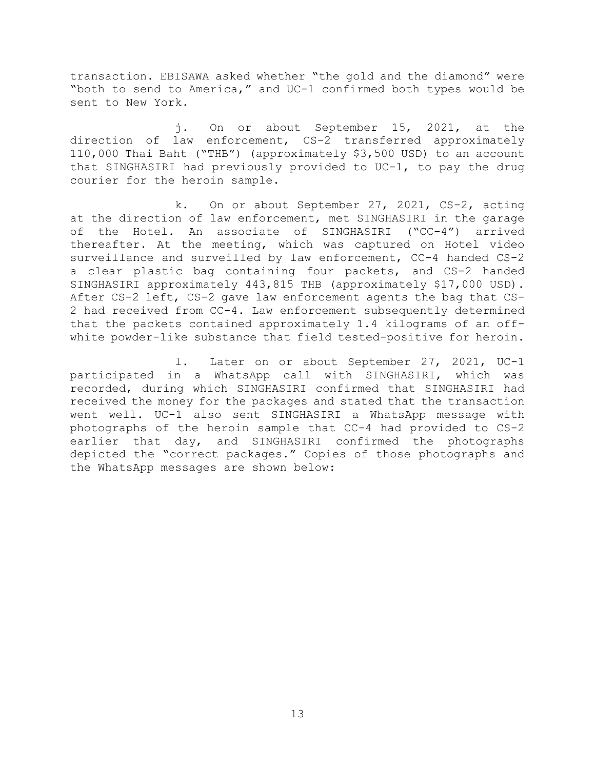transaction. EBISAWA asked whether "the gold and the diamond" were "both to send to America," and UC-1 confirmed both types would be sent to New York.

j. On or about September 15, 2021, at the direction of law enforcement, CS-2 transferred approximately 110,000 Thai Baht ("THB") (approximately $3,500 USD) to an account that SINGHASIRI had previously provided to UC-1, to pay the drug courier for the heroin sample.

k. On or about September 27, 2021, CS-2, acting at the direction of law enforcement, met SINGHASIRI in the garage of the Hotel. An associate of SINGHASIRI ("CC-4") arrived thereafter. At the meeting, which was captured on Hotel video surveillance and surveilled by law enforcement, CC-4 handed CS-2 a clear plastic bag containing four packets, and CS-2 handed SINGHASIRI approximately 443,815 THB (approximately $17,000 USD). After CS-2 left, CS-2 gave law enforcement agents the bag that CS-2 had received from CC-4. Law enforcement subsequently determined that the packets contained approximately 1.4 kilograms of an off-white powder-like substance that field tested-positive for heroin.

l. Later on or about September 27, 2021, UC-1 participated in a WhatsApp call with SINGHASIRI, which was recorded, during which SINGHASIRI confirmed that SINGHASIRI had received the money for the packages and stated that the transaction went well. UC-1 also sent SINGHASIRI a WhatsApp message with photographs of the heroin sample that CC-4 had provided to CS-2 earlier that day, and SINGHASIRI confirmed the photographs depicted the "correct packages." Copies of those photographs and the WhatsApp messages are shown below: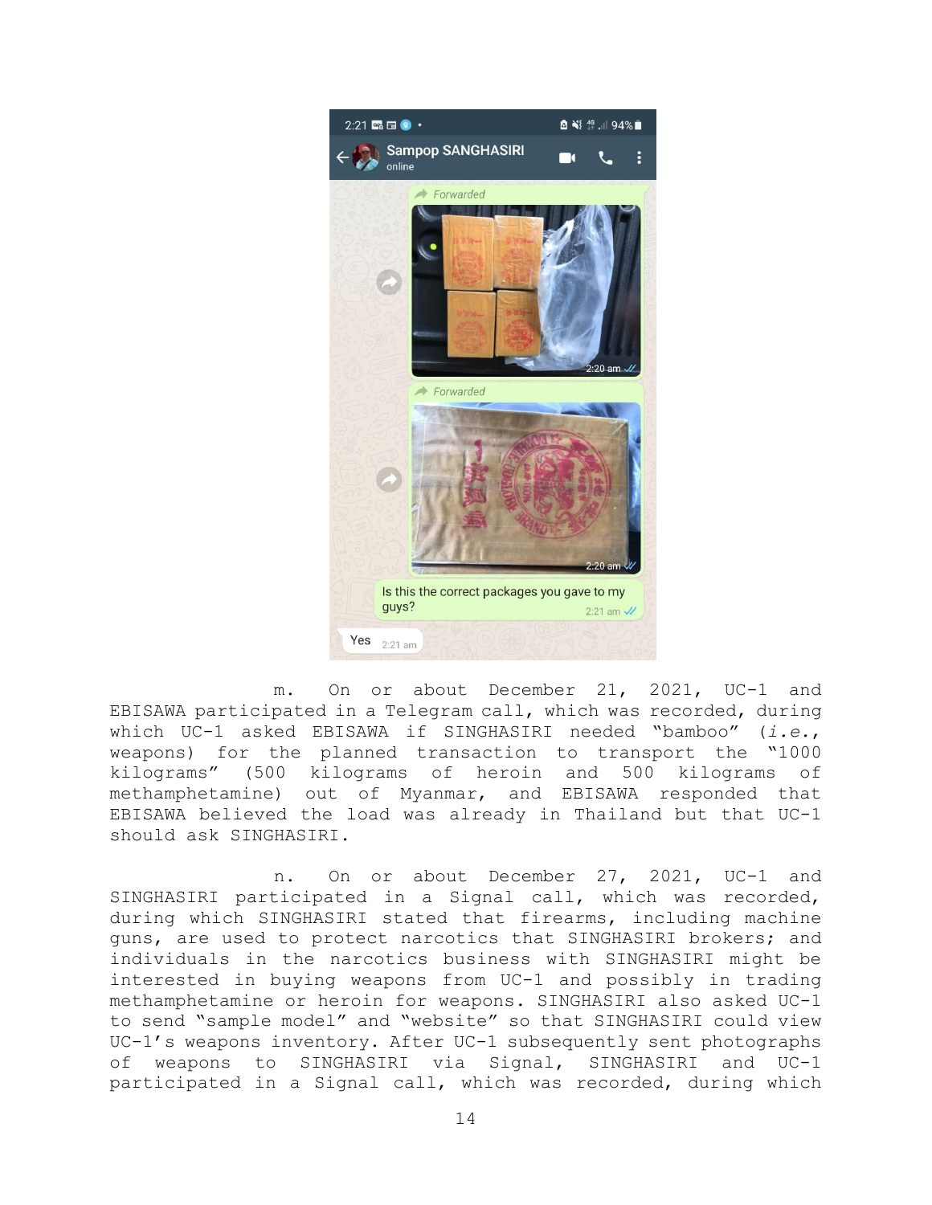2:21

Sampop SANGHASIRI
online

Forwarded

2:20 am

Forwarded

2:20 am

Is this the correct packages you gave to my guys? 2:21 am

Yes 2:21 am

m. On or about December 21, 2021, UC-1 and EBISAWA participated in a Telegram call, which was recorded, during which UC-1 asked EBISAWA if SINGHASIRI needed "bamboo" (*i.e.*, weapons) for the planned transaction to transport the "1000 kilograms" (500 kilograms of heroin and 500 kilograms of methamphetamine) out of Myanmar, and EBISAWA responded that EBISAWA believed the load was already in Thailand but that UC-1 should ask SINGHASIRI.

n. On or about December 27, 2021, UC-1 and SINGHASIRI participated in a Signal call, which was recorded, during which SINGHASIRI stated that firearms, including machine guns, are used to protect narcotics that SINGHASIRI brokers; and individuals in the narcotics business with SINGHASIRI might be interested in buying weapons from UC-1 and possibly in trading methamphetamine or heroin for weapons. SINGHASIRI also asked UC-1 to send "sample model" and "website" so that SINGHASIRI could view UC-1's weapons inventory. After UC-1 subsequently sent photographs of weapons to SINGHASIRI via Signal, SINGHASIRI and UC-1 participated in a Signal call, which was recorded, during which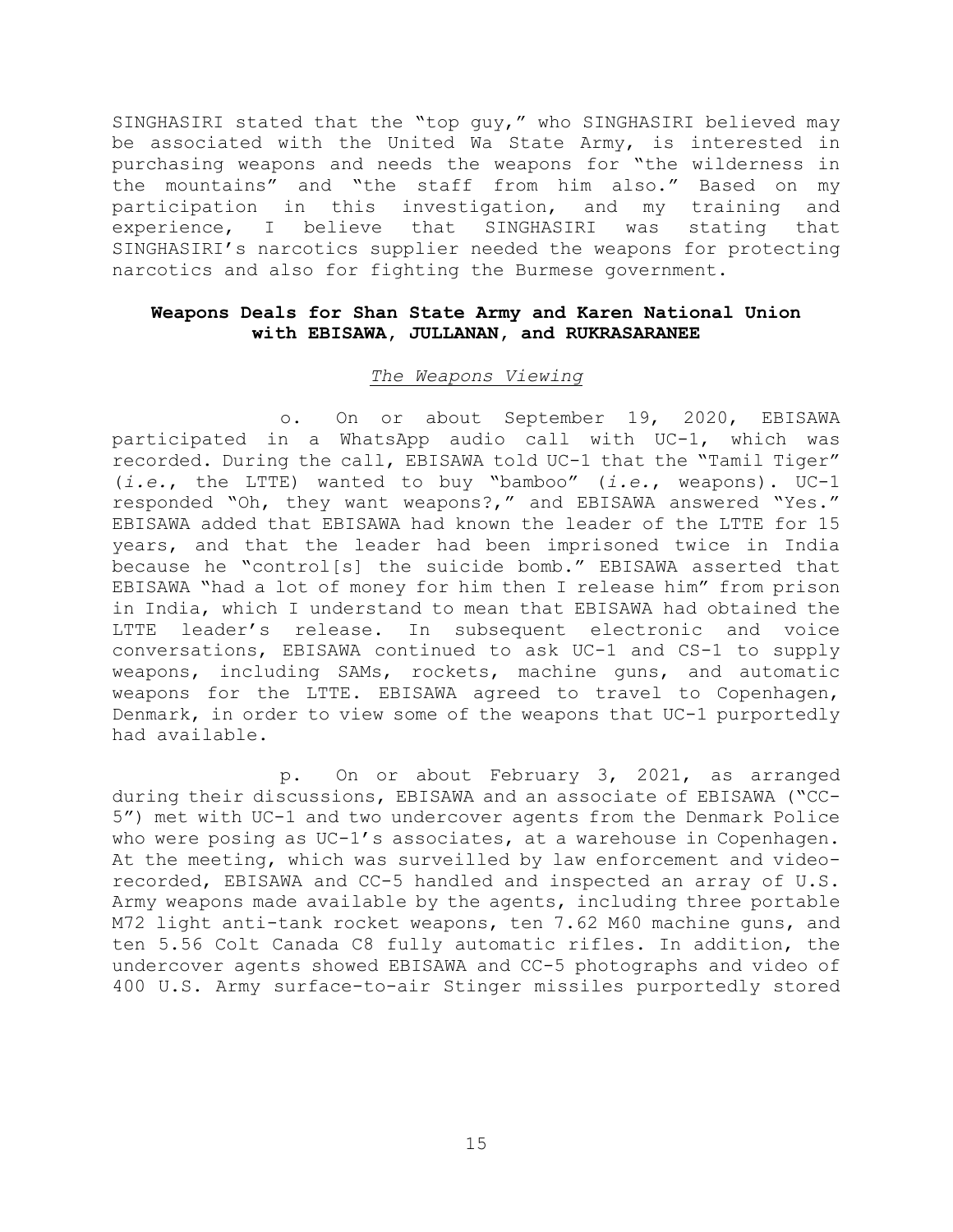SINGHASIRI stated that the "top guy," who SINGHASIRI believed may be associated with the United Wa State Army, is interested in purchasing weapons and needs the weapons for "the wilderness in the mountains" and "the staff from him also." Based on my participation in this investigation, and my training and experience, I believe that SINGHASIRI was stating that SINGHASIRI's narcotics supplier needed the weapons for protecting narcotics and also for fighting the Burmese government.

## Weapons Deals for Shan State Army and Karen National Union with EBISAWA, JULLANAN, and RUKRASARANEE

### *The Weapons Viewing*

o. On or about September 19, 2020, EBISAWA participated in a WhatsApp audio call with UC-1, which was recorded. During the call, EBISAWA told UC-1 that the "Tamil Tiger" (*i.e.*, the LTTE) wanted to buy "bamboo" (*i.e.*, weapons). UC-1 responded "Oh, they want weapons?," and EBISAWA answered "Yes." EBISAWA added that EBISAWA had known the leader of the LTTE for 15 years, and that the leader had been imprisoned twice in India because he "control[s] the suicide bomb." EBISAWA asserted that EBISAWA "had a lot of money for him then I release him" from prison in India, which I understand to mean that EBISAWA had obtained the LTTE leader's release. In subsequent electronic and voice conversations, EBISAWA continued to ask UC-1 and CS-1 to supply weapons, including SAMs, rockets, machine guns, and automatic weapons for the LTTE. EBISAWA agreed to travel to Copenhagen, Denmark, in order to view some of the weapons that UC-1 purportedly had available.

p. On or about February 3, 2021, as arranged during their discussions, EBISAWA and an associate of EBISAWA ("CC-5") met with UC-1 and two undercover agents from the Denmark Police who were posing as UC-1's associates, at a warehouse in Copenhagen. At the meeting, which was surveilled by law enforcement and video-recorded, EBISAWA and CC-5 handled and inspected an array of U.S. Army weapons made available by the agents, including three portable M72 light anti-tank rocket weapons, ten 7.62 M60 machine guns, and ten 5.56 Colt Canada C8 fully automatic rifles. In addition, the undercover agents showed EBISAWA and CC-5 photographs and video of 400 U.S. Army surface-to-air Stinger missiles purportedly stored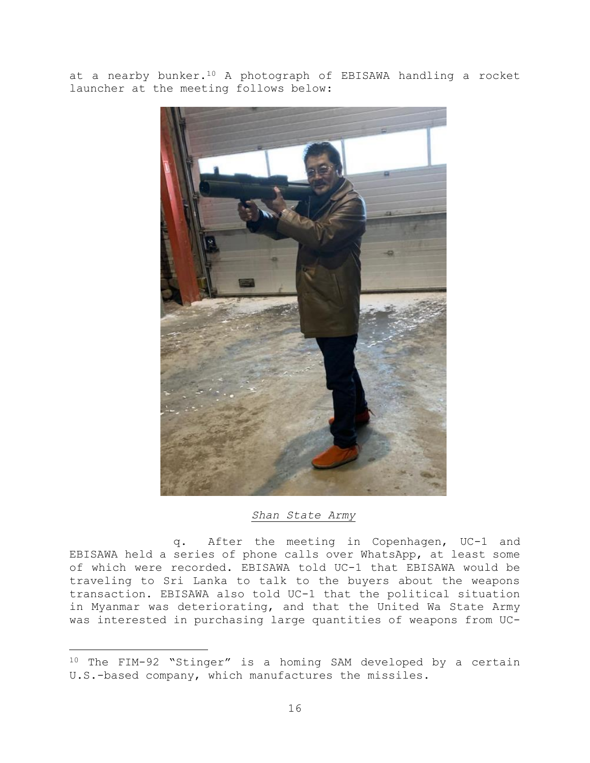at a nearby bunker.[10] A photograph of EBISAWA handling a rocket launcher at the meeting follows below:

<u>*Shan State Army*</u>

q. After the meeting in Copenhagen, UC-1 and EBISAWA held a series of phone calls over WhatsApp, at least some of which were recorded. EBISAWA told UC-1 that EBISAWA would be traveling to Sri Lanka to talk to the buyers about the weapons transaction. EBISAWA also told UC-1 that the political situation in Myanmar was deteriorating, and that the United Wa State Army was interested in purchasing large quantities of weapons from UC-

[10] The FIM-92 "Stinger" is a homing SAM developed by a certain U.S.-based company, which manufactures the missiles.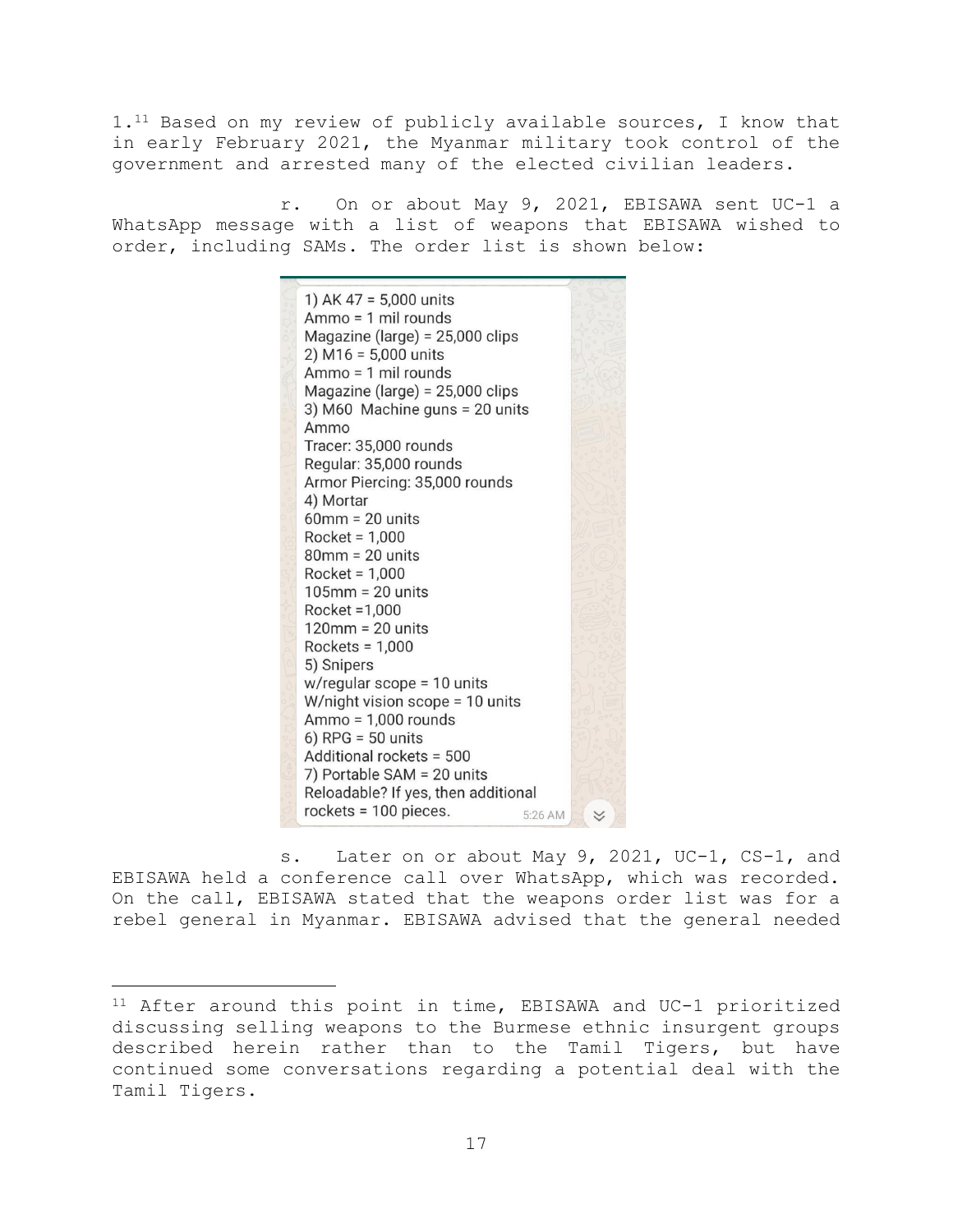1.[11] Based on my review of publicly available sources, I know that in early February 2021, the Myanmar military took control of the government and arrested many of the elected civilian leaders.

r. On or about May 9, 2021, EBISAWA sent UC-1 a WhatsApp message with a list of weapons that EBISAWA wished to order, including SAMs. The order list is shown below:

1) AK 47 = 5,000 units
Ammo = 1 mil rounds
Magazine (large) = 25,000 clips
2) M16 = 5,000 units
Ammo = 1 mil rounds
Magazine (large) = 25,000 clips
3) M60 Machine guns = 20 units
Ammo
Tracer: 35,000 rounds
Regular: 35,000 rounds
Armor Piercing: 35,000 rounds
4) Mortar
60mm = 20 units
Rocket = 1,000
80mm = 20 units
Rocket = 1,000
105mm = 20 units
Rocket =1,000
120mm = 20 units
Rockets = 1,000
5) Snipers
w/regular scope = 10 units
W/night vision scope = 10 units
Ammo = 1,000 rounds
6) RPG = 50 units
Additional rockets = 500
7) Portable SAM = 20 units
Reloadable? If yes, then additional rockets = 100 pieces. 5:26 AM

s. Later on or about May 9, 2021, UC-1, CS-1, and EBISAWA held a conference call over WhatsApp, which was recorded. On the call, EBISAWA stated that the weapons order list was for a rebel general in Myanmar. EBISAWA advised that the general needed

[11] After around this point in time, EBISAWA and UC-1 prioritized discussing selling weapons to the Burmese ethnic insurgent groups described herein rather than to the Tamil Tigers, but have continued some conversations regarding a potential deal with the Tamil Tigers.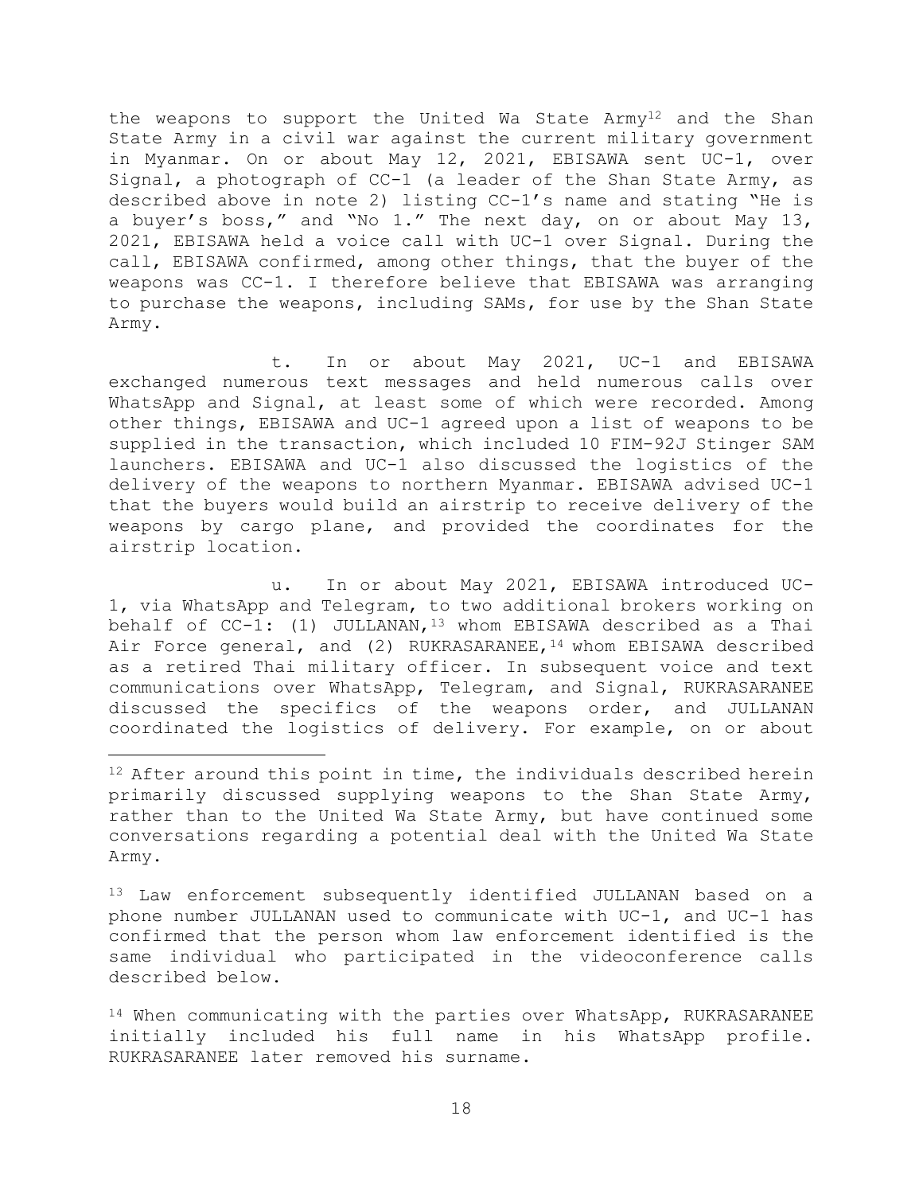the weapons to support the United Wa State Army[12] and the Shan State Army in a civil war against the current military government in Myanmar. On or about May 12, 2021, EBISAWA sent UC-1, over Signal, a photograph of CC-1 (a leader of the Shan State Army, as described above in note 2) listing CC-1's name and stating "He is a buyer's boss," and "No 1." The next day, on or about May 13, 2021, EBISAWA held a voice call with UC-1 over Signal. During the call, EBISAWA confirmed, among other things, that the buyer of the weapons was CC-1. I therefore believe that EBISAWA was arranging to purchase the weapons, including SAMs, for use by the Shan State Army.

t. In or about May 2021, UC-1 and EBISAWA exchanged numerous text messages and held numerous calls over WhatsApp and Signal, at least some of which were recorded. Among other things, EBISAWA and UC-1 agreed upon a list of weapons to be supplied in the transaction, which included 10 FIM-92J Stinger SAM launchers. EBISAWA and UC-1 also discussed the logistics of the delivery of the weapons to northern Myanmar. EBISAWA advised UC-1 that the buyers would build an airstrip to receive delivery of the weapons by cargo plane, and provided the coordinates for the airstrip location.

u. In or about May 2021, EBISAWA introduced UC-1, via WhatsApp and Telegram, to two additional brokers working on behalf of CC-1: (1) JULLANAN,[13] whom EBISAWA described as a Thai Air Force general, and (2) RUKRASARANEE,[14] whom EBISAWA described as a retired Thai military officer. In subsequent voice and text communications over WhatsApp, Telegram, and Signal, RUKRASARANEE discussed the specifics of the weapons order, and JULLANAN coordinated the logistics of delivery. For example, on or about

---

[12] After around this point in time, the individuals described herein primarily discussed supplying weapons to the Shan State Army, rather than to the United Wa State Army, but have continued some conversations regarding a potential deal with the United Wa State Army.

[13] Law enforcement subsequently identified JULLANAN based on a phone number JULLANAN used to communicate with UC-1, and UC-1 has confirmed that the person whom law enforcement identified is the same individual who participated in the videoconference calls described below.

[14] When communicating with the parties over WhatsApp, RUKRASARANEE initially included his full name in his WhatsApp profile. RUKRASARANEE later removed his surname.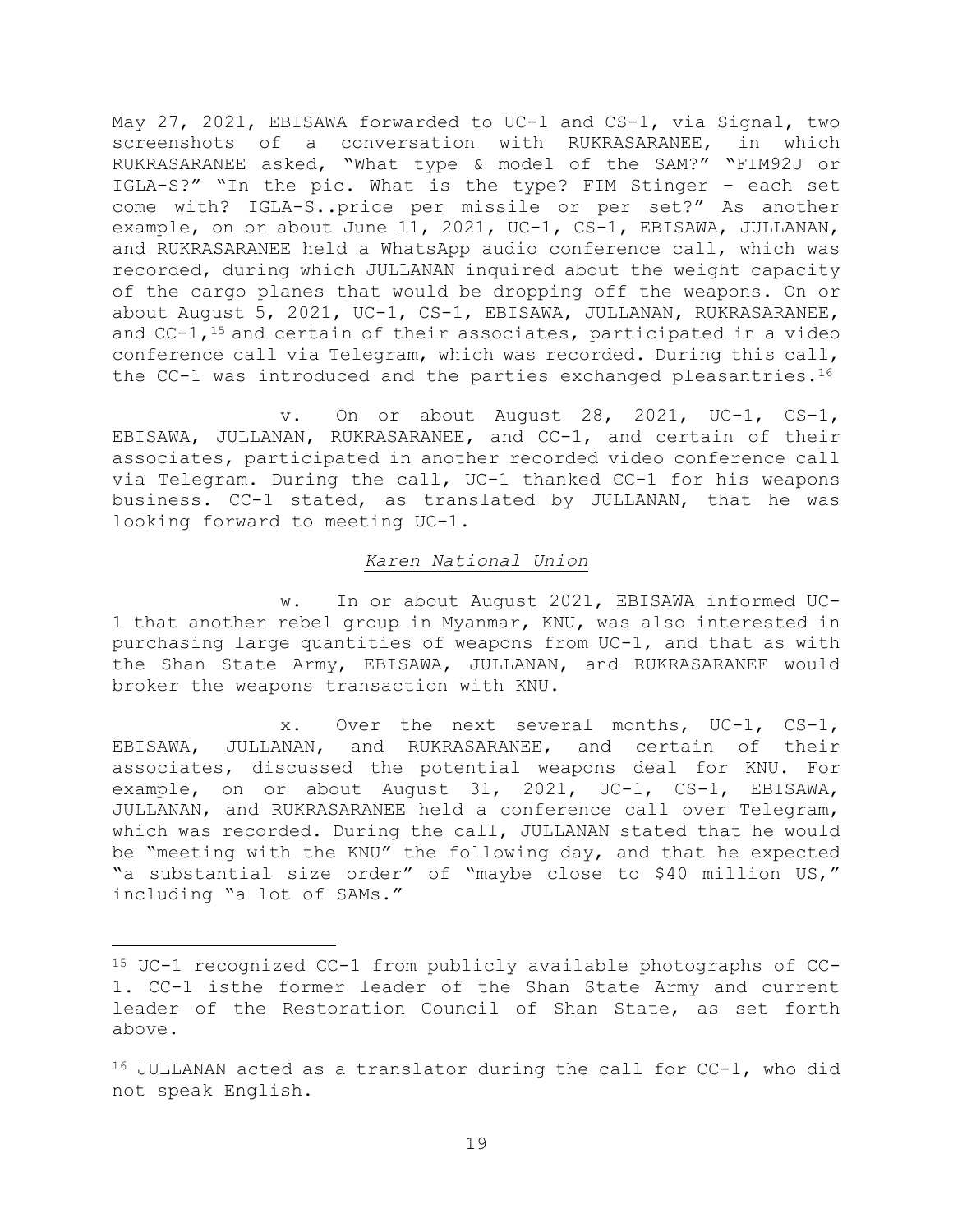May 27, 2021, EBISAWA forwarded to UC-1 and CS-1, via Signal, two screenshots of a conversation with RUKRASARANEE, in which RUKRASARANEE asked, "What type & model of the SAM?" "FIM92J or IGLA-S?" "In the pic. What is the type? FIM Stinger – each set come with? IGLA-S..price per missile or per set?" As another example, on or about June 11, 2021, UC-1, CS-1, EBISAWA, JULLANAN, and RUKRASARANEE held a WhatsApp audio conference call, which was recorded, during which JULLANAN inquired about the weight capacity of the cargo planes that would be dropping off the weapons. On or about August 5, 2021, UC-1, CS-1, EBISAWA, JULLANAN, RUKRASARANEE, and CC-1,[15] and certain of their associates, participated in a video conference call via Telegram, which was recorded. During this call, the CC-1 was introduced and the parties exchanged pleasantries.[16]

v. On or about August 28, 2021, UC-1, CS-1, EBISAWA, JULLANAN, RUKRASARANEE, and CC-1, and certain of their associates, participated in another recorded video conference call via Telegram. During the call, UC-1 thanked CC-1 for his weapons business. CC-1 stated, as translated by JULLANAN, that he was looking forward to meeting UC-1.

*Karen National Union*

w. In or about August 2021, EBISAWA informed UC-1 that another rebel group in Myanmar, KNU, was also interested in purchasing large quantities of weapons from UC-1, and that as with the Shan State Army, EBISAWA, JULLANAN, and RUKRASARANEE would broker the weapons transaction with KNU.

x. Over the next several months, UC-1, CS-1, EBISAWA, JULLANAN, and RUKRASARANEE, and certain of their associates, discussed the potential weapons deal for KNU. For example, on or about August 31, 2021, UC-1, CS-1, EBISAWA, JULLANAN, and RUKRASARANEE held a conference call over Telegram, which was recorded. During the call, JULLANAN stated that he would be "meeting with the KNU" the following day, and that he expected "a substantial size order" of "maybe close to $40 million US," including "a lot of SAMs."

---

[15] UC-1 recognized CC-1 from publicly available photographs of CC-1. CC-1 isthe former leader of the Shan State Army and current leader of the Restoration Council of Shan State, as set forth above.

[16] JULLANAN acted as a translator during the call for CC-1, who did not speak English.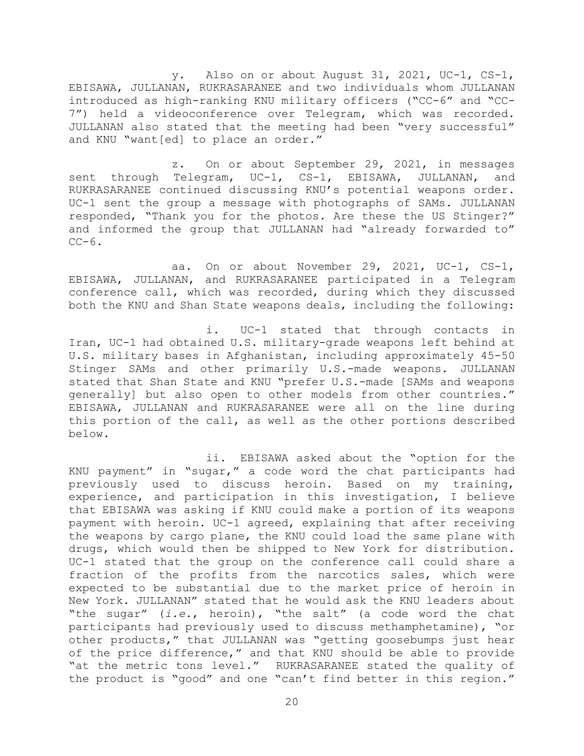y. Also on or about August 31, 2021, UC-1, CS-1, EBISAWA, JULLANAN, RUKRASARANEE and two individuals whom JULLANAN introduced as high-ranking KNU military officers ("CC-6" and "CC-7") held a videoconference over Telegram, which was recorded. JULLANAN also stated that the meeting had been "very successful" and KNU "want[ed] to place an order."

z. On or about September 29, 2021, in messages sent through Telegram, UC-1, CS-1, EBISAWA, JULLANAN, and RUKRASARANEE continued discussing KNU's potential weapons order. UC-1 sent the group a message with photographs of SAMs. JULLANAN responded, "Thank you for the photos. Are these the US Stinger?" and informed the group that JULLANAN had "already forwarded to" CC-6.

aa. On or about November 29, 2021, UC-1, CS-1, EBISAWA, JULLANAN, and RUKRASARANEE participated in a Telegram conference call, which was recorded, during which they discussed both the KNU and Shan State weapons deals, including the following:

i. UC-1 stated that through contacts in Iran, UC-1 had obtained U.S. military-grade weapons left behind at U.S. military bases in Afghanistan, including approximately 45-50 Stinger SAMs and other primarily U.S.-made weapons. JULLANAN stated that Shan State and KNU "prefer U.S.-made [SAMs and weapons generally] but also open to other models from other countries." EBISAWA, JULLANAN and RUKRASARANEE were all on the line during this portion of the call, as well as the other portions described below.

ii. EBISAWA asked about the "option for the KNU payment" in "sugar," a code word the chat participants had previously used to discuss heroin. Based on my training, experience, and participation in this investigation, I believe that EBISAWA was asking if KNU could make a portion of its weapons payment with heroin. UC-1 agreed, explaining that after receiving the weapons by cargo plane, the KNU could load the same plane with drugs, which would then be shipped to New York for distribution. UC-1 stated that the group on the conference call could share a fraction of the profits from the narcotics sales, which were expected to be substantial due to the market price of heroin in New York. JULLANAN" stated that he would ask the KNU leaders about "the sugar" (*i.e.*, heroin), "the salt" (a code word the chat participants had previously used to discuss methamphetamine), "or other products," that JULLANAN was "getting goosebumps just hear of the price difference," and that KNU should be able to provide "at the metric tons level." RUKRASARANEE stated the quality of the product is "good" and one "can't find better in this region."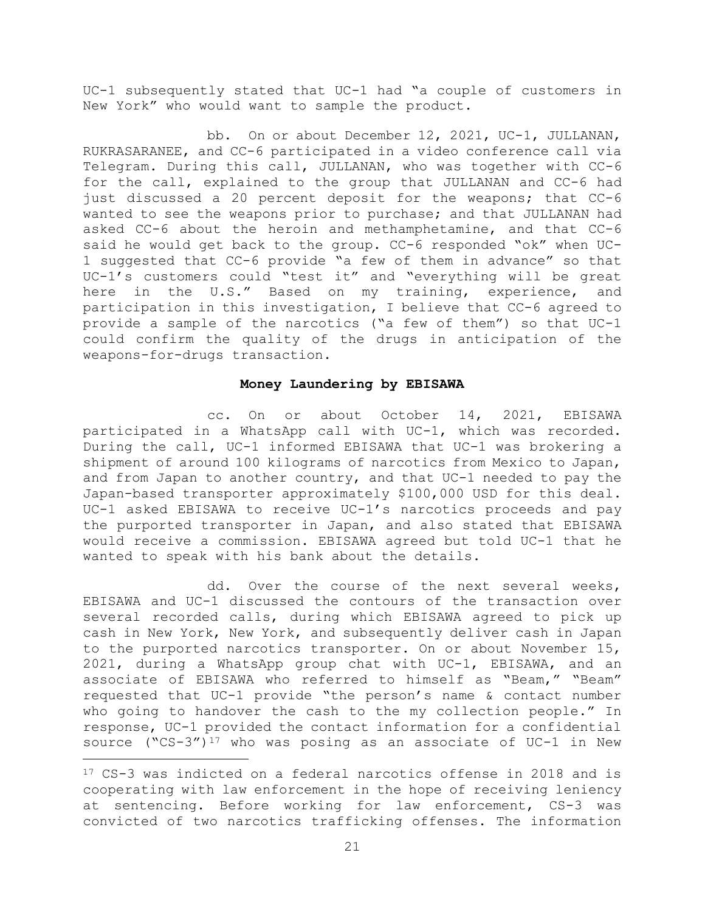UC-1 subsequently stated that UC-1 had "a couple of customers in New York" who would want to sample the product.

bb. On or about December 12, 2021, UC-1, JULLANAN, RUKRASARANEE, and CC-6 participated in a video conference call via Telegram. During this call, JULLANAN, who was together with CC-6 for the call, explained to the group that JULLANAN and CC-6 had just discussed a 20 percent deposit for the weapons; that CC-6 wanted to see the weapons prior to purchase; and that JULLANAN had asked CC-6 about the heroin and methamphetamine, and that CC-6 said he would get back to the group. CC-6 responded "ok" when UC-1 suggested that CC-6 provide "a few of them in advance" so that UC-1's customers could "test it" and "everything will be great here in the U.S." Based on my training, experience, and participation in this investigation, I believe that CC-6 agreed to provide a sample of the narcotics ("a few of them") so that UC-1 could confirm the quality of the drugs in anticipation of the weapons-for-drugs transaction.

**Money Laundering by EBISAWA**

cc. On or about October 14, 2021, EBISAWA participated in a WhatsApp call with UC-1, which was recorded. During the call, UC-1 informed EBISAWA that UC-1 was brokering a shipment of around 100 kilograms of narcotics from Mexico to Japan, and from Japan to another country, and that UC-1 needed to pay the Japan-based transporter approximately $100,000 USD for this deal. UC-1 asked EBISAWA to receive UC-1's narcotics proceeds and pay the purported transporter in Japan, and also stated that EBISAWA would receive a commission. EBISAWA agreed but told UC-1 that he wanted to speak with his bank about the details.

dd. Over the course of the next several weeks, EBISAWA and UC-1 discussed the contours of the transaction over several recorded calls, during which EBISAWA agreed to pick up cash in New York, New York, and subsequently deliver cash in Japan to the purported narcotics transporter. On or about November 15, 2021, during a WhatsApp group chat with UC-1, EBISAWA, and an associate of EBISAWA who referred to himself as "Beam," "Beam" requested that UC-1 provide "the person's name & contact number who going to handover the cash to the my collection people." In response, UC-1 provided the contact information for a confidential source ("CS-3")[17] who was posing as an associate of UC-1 in New

[17] CS-3 was indicted on a federal narcotics offense in 2018 and is cooperating with law enforcement in the hope of receiving leniency at sentencing. Before working for law enforcement, CS-3 was convicted of two narcotics trafficking offenses. The information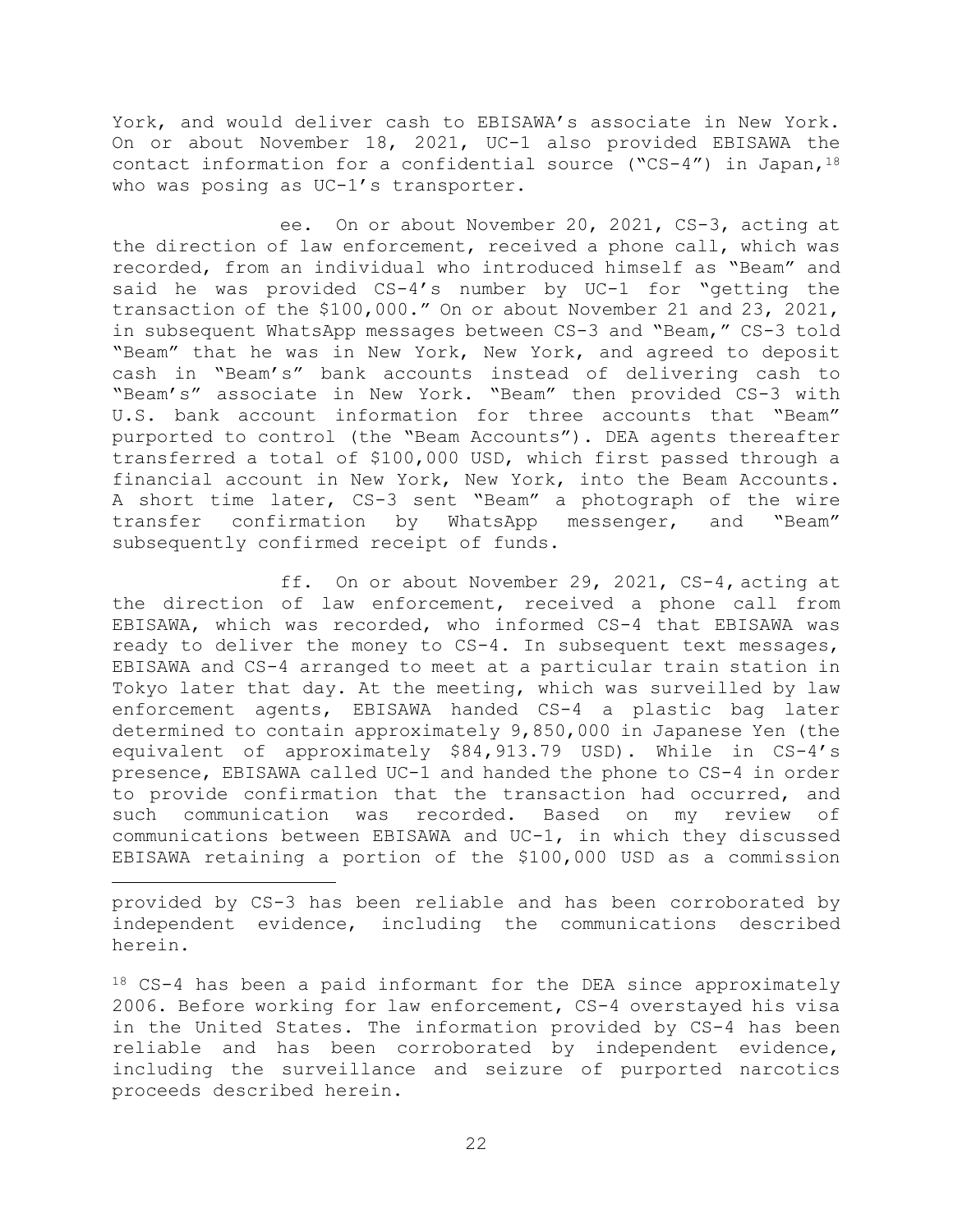York, and would deliver cash to EBISAWA's associate in New York. On or about November 18, 2021, UC-1 also provided EBISAWA the contact information for a confidential source ("CS-4") in Japan,[18] who was posing as UC-1's transporter.

ee. On or about November 20, 2021, CS-3, acting at the direction of law enforcement, received a phone call, which was recorded, from an individual who introduced himself as "Beam" and said he was provided CS-4's number by UC-1 for "getting the transaction of the $100,000." On or about November 21 and 23, 2021, in subsequent WhatsApp messages between CS-3 and "Beam," CS-3 told "Beam" that he was in New York, New York, and agreed to deposit cash in "Beam's" bank accounts instead of delivering cash to "Beam's" associate in New York. "Beam" then provided CS-3 with U.S. bank account information for three accounts that "Beam" purported to control (the "Beam Accounts"). DEA agents thereafter transferred a total of $100,000 USD, which first passed through a financial account in New York, New York, into the Beam Accounts. A short time later, CS-3 sent "Beam" a photograph of the wire transfer confirmation by WhatsApp messenger, and "Beam" subsequently confirmed receipt of funds.

ff. On or about November 29, 2021, CS-4, acting at the direction of law enforcement, received a phone call from EBISAWA, which was recorded, who informed CS-4 that EBISAWA was ready to deliver the money to CS-4. In subsequent text messages, EBISAWA and CS-4 arranged to meet at a particular train station in Tokyo later that day. At the meeting, which was surveilled by law enforcement agents, EBISAWA handed CS-4 a plastic bag later determined to contain approximately 9,850,000 in Japanese Yen (the equivalent of approximately $84,913.79 USD). While in CS-4's presence, EBISAWA called UC-1 and handed the phone to CS-4 in order to provide confirmation that the transaction had occurred, and such communication was recorded. Based on my review of communications between EBISAWA and UC-1, in which they discussed EBISAWA retaining a portion of the $100,000 USD as a commission

---

provided by CS-3 has been reliable and has been corroborated by independent evidence, including the communications described herein.

[18] CS-4 has been a paid informant for the DEA since approximately 2006. Before working for law enforcement, CS-4 overstayed his visa in the United States. The information provided by CS-4 has been reliable and has been corroborated by independent evidence, including the surveillance and seizure of purported narcotics proceeds described herein.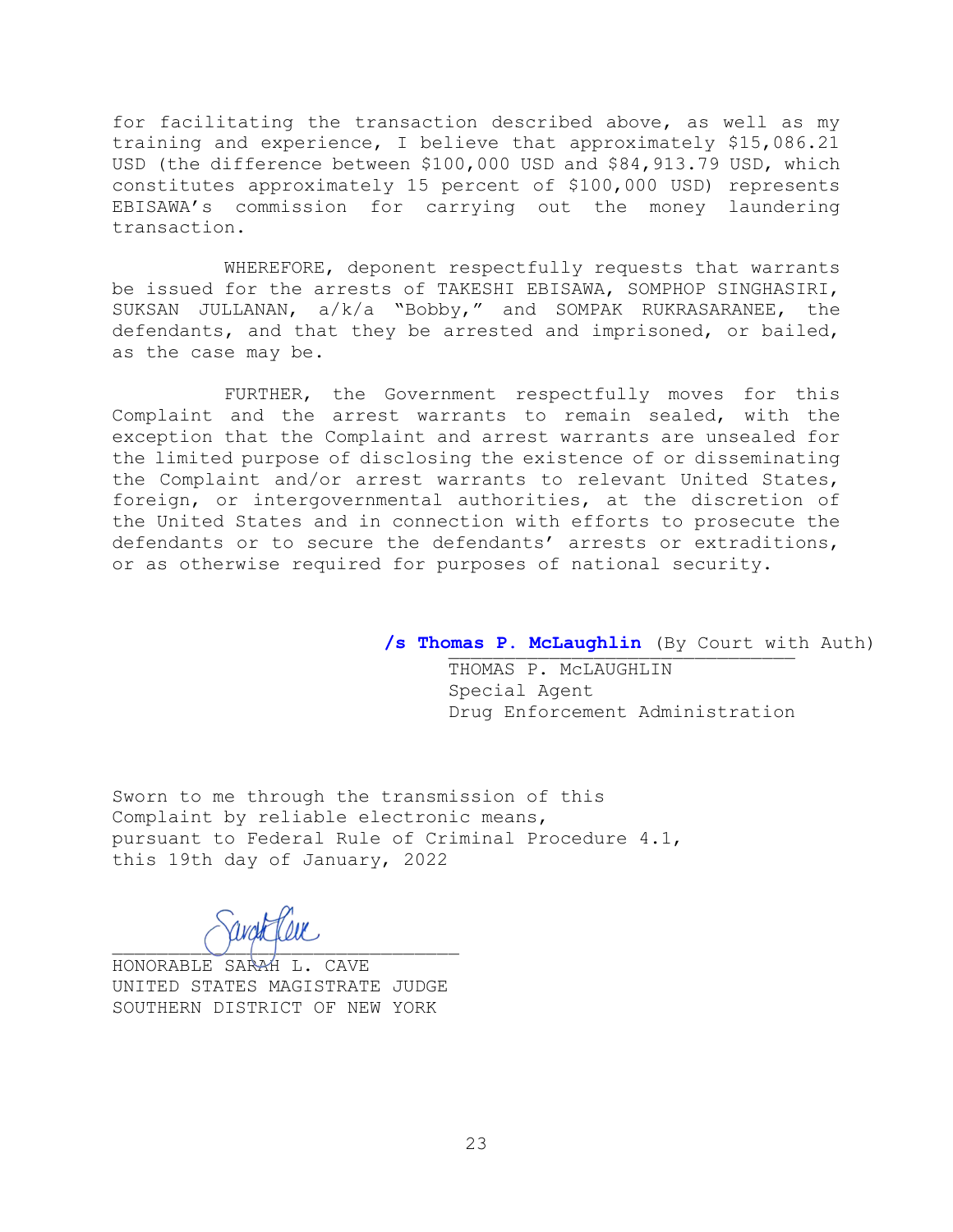for facilitating the transaction described above, as well as my training and experience, I believe that approximately $15,086.21 USD (the difference between $100,000 USD and $84,913.79 USD, which constitutes approximately 15 percent of $100,000 USD) represents EBISAWA's commission for carrying out the money laundering transaction.

WHEREFORE, deponent respectfully requests that warrants be issued for the arrests of TAKESHI EBISAWA, SOMPHOP SINGHASIRI, SUKSAN JULLANAN, a/k/a "Bobby," and SOMPAK RUKRASARANEE, the defendants, and that they be arrested and imprisoned, or bailed, as the case may be.

FURTHER, the Government respectfully moves for this Complaint and the arrest warrants to remain sealed, with the exception that the Complaint and arrest warrants are unsealed for the limited purpose of disclosing the existence of or disseminating the Complaint and/or arrest warrants to relevant United States, foreign, or intergovernmental authorities, at the discretion of the United States and in connection with efforts to prosecute the defendants or to secure the defendants' arrests or extraditions, or as otherwise required for purposes of national security.

**/s Thomas P. McLaughlin** (By Court with Auth)
THOMAS P. McLAUGHLIN
Special Agent
Drug Enforcement Administration

Sworn to me through the transmission of this Complaint by reliable electronic means, pursuant to Federal Rule of Criminal Procedure 4.1, this 19th day of January, 2022

HONORABLE SARAH L. CAVE
UNITED STATES MAGISTRATE JUDGE
SOUTHERN DISTRICT OF NEW YORK